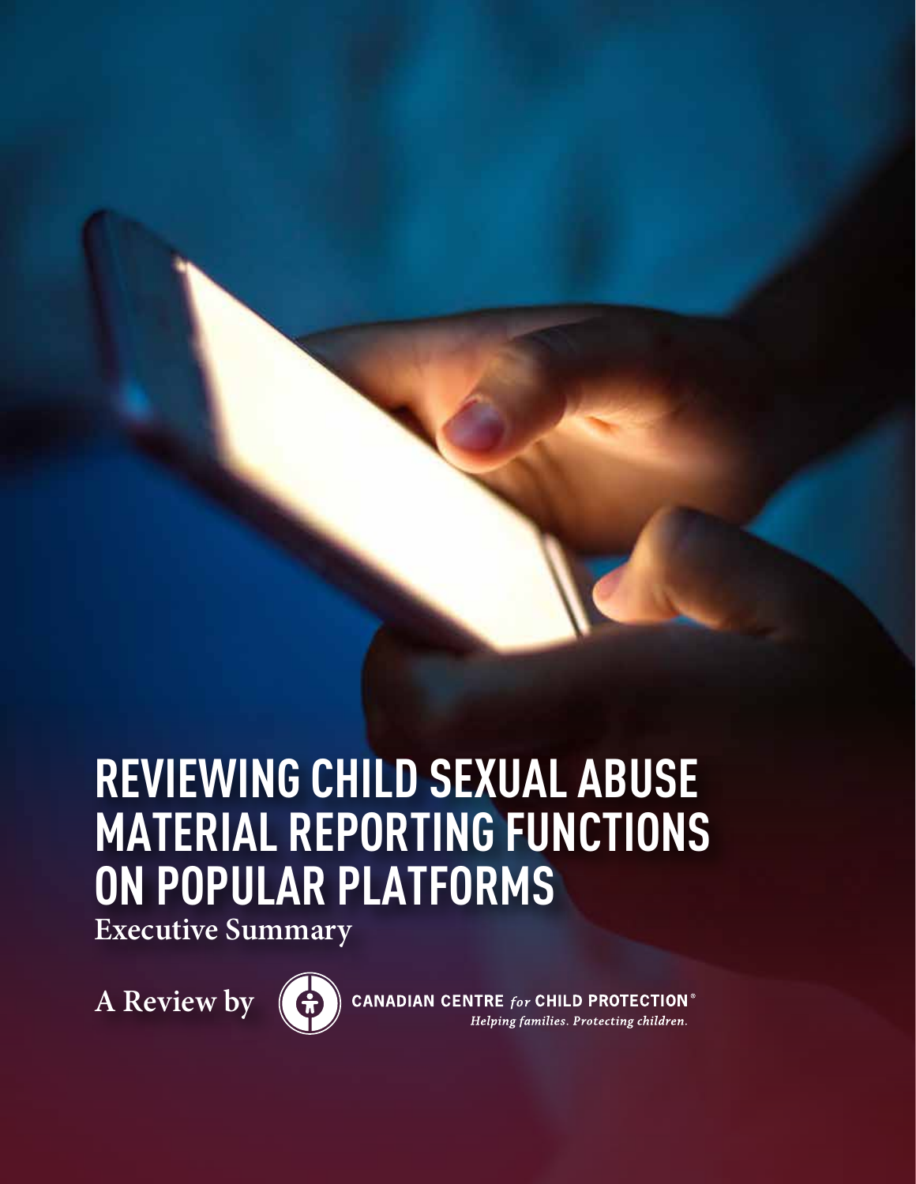# REVIEWING CHILD SEXUAL ABUSE MATERIAL REPORTING FUNCTIONS ON POPULAR PLATFORMS

## Executive Summary

A Review by

CANADIAN CENTRE *for* CHILD PROTECTION®

*Helping families. Protecting children.*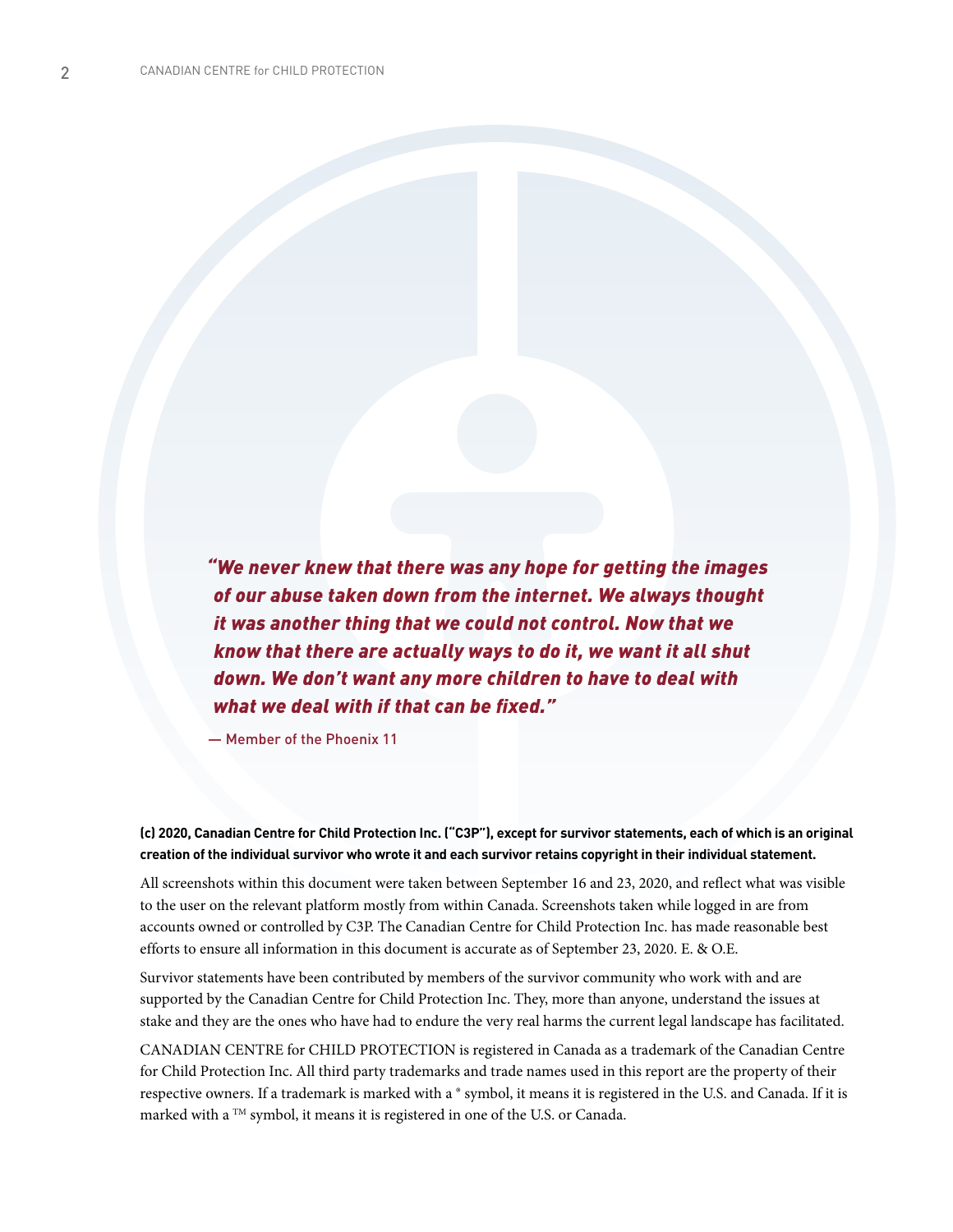*"We never knew that there was any hope for getting the images of our abuse taken down from the internet. We always thought it was another thing that we could not control. Now that we know that there are actually ways to do it, we want it all shut down. We don't want any more children to have to deal with what we deal with if that can be fixed."*

— Member of the Phoenix 11

**(c) 2020, Canadian Centre for Child Protection Inc. ("C3P"), except for survivor statements, each of which is an original creation of the individual survivor who wrote it and each survivor retains copyright in their individual statement.**

All screenshots within this document were taken between September 16 and 23, 2020, and reflect what was visible to the user on the relevant platform mostly from within Canada. Screenshots taken while logged in are from accounts owned or controlled by C3P. The Canadian Centre for Child Protection Inc. has made reasonable best efforts to ensure all information in this document is accurate as of September 23, 2020. E. & O.E.

Survivor statements have been contributed by members of the survivor community who work with and are supported by the Canadian Centre for Child Protection Inc. They, more than anyone, understand the issues at stake and they are the ones who have had to endure the very real harms the current legal landscape has facilitated.

CANADIAN CENTRE for CHILD PROTECTION is registered in Canada as a trademark of the Canadian Centre for Child Protection Inc. All third party trademarks and trade names used in this report are the property of their respective owners. If a trademark is marked with a ® symbol, it means it is registered in the U.S. and Canada. If it is marked with a ™ symbol, it means it is registered in one of the U.S. or Canada.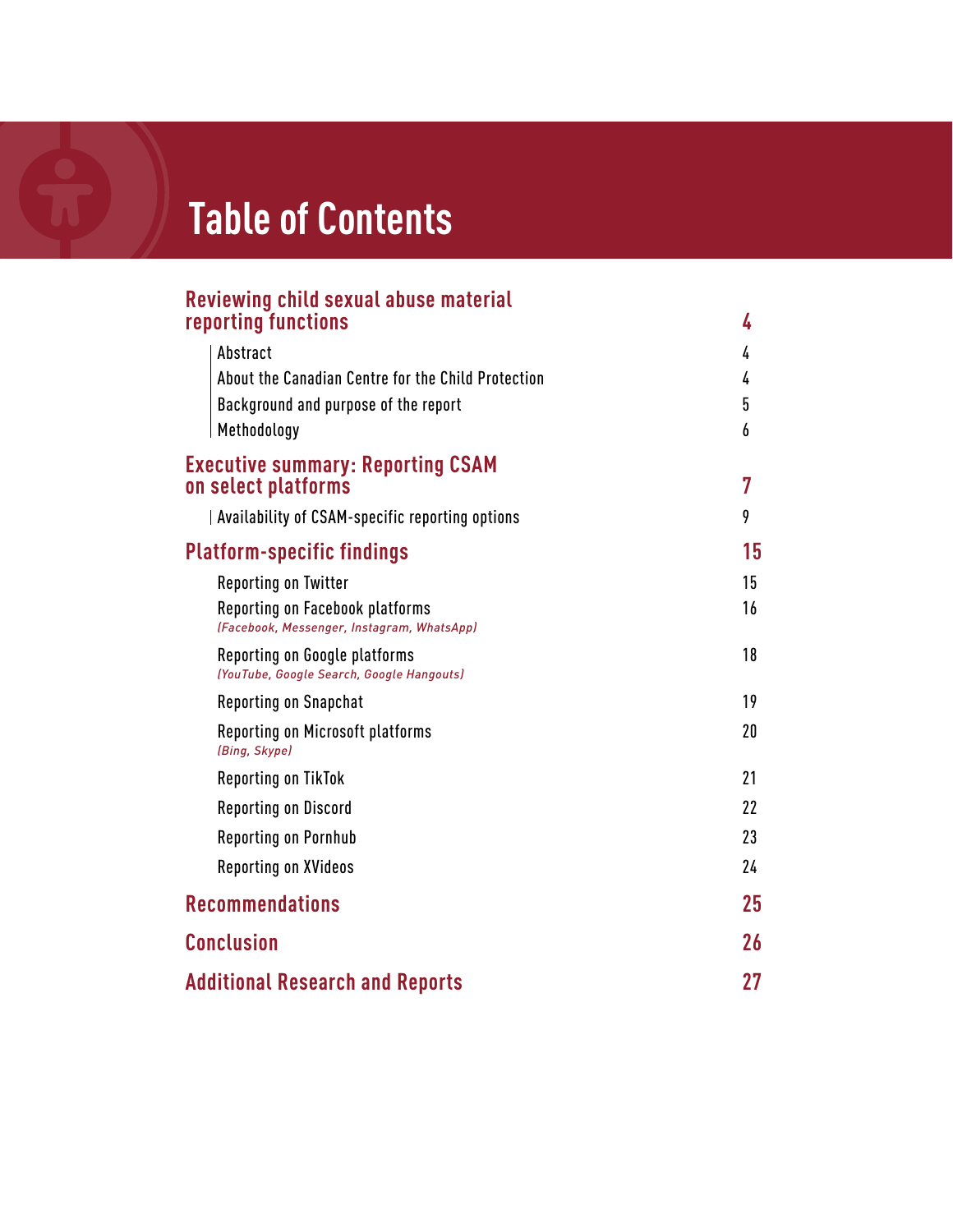# Table of Contents

**Reviewing child sexual abuse material reporting functions** — **4**

- Abstract — 4
- About the Canadian Centre for the Child Protection — 4
- Background and purpose of the report — 5
- Methodology — 6

**Executive summary: Reporting CSAM on select platforms** — **7**

- Availability of CSAM-specific reporting options — 9

**Platform-specific findings** — **15**

- Reporting on Twitter — 15
- Reporting on Facebook platforms *(Facebook, Messenger, Instagram, WhatsApp)* — 16
- Reporting on Google platforms *(YouTube, Google Search, Google Hangouts)* — 18
- Reporting on Snapchat — 19
- Reporting on Microsoft platforms *(Bing, Skype)* — 20
- Reporting on TikTok — 21
- Reporting on Discord — 22
- Reporting on Pornhub — 23
- Reporting on XVideos — 24

**Recommendations** — **25**

**Conclusion** — **26**

**Additional Research and Reports** — **27**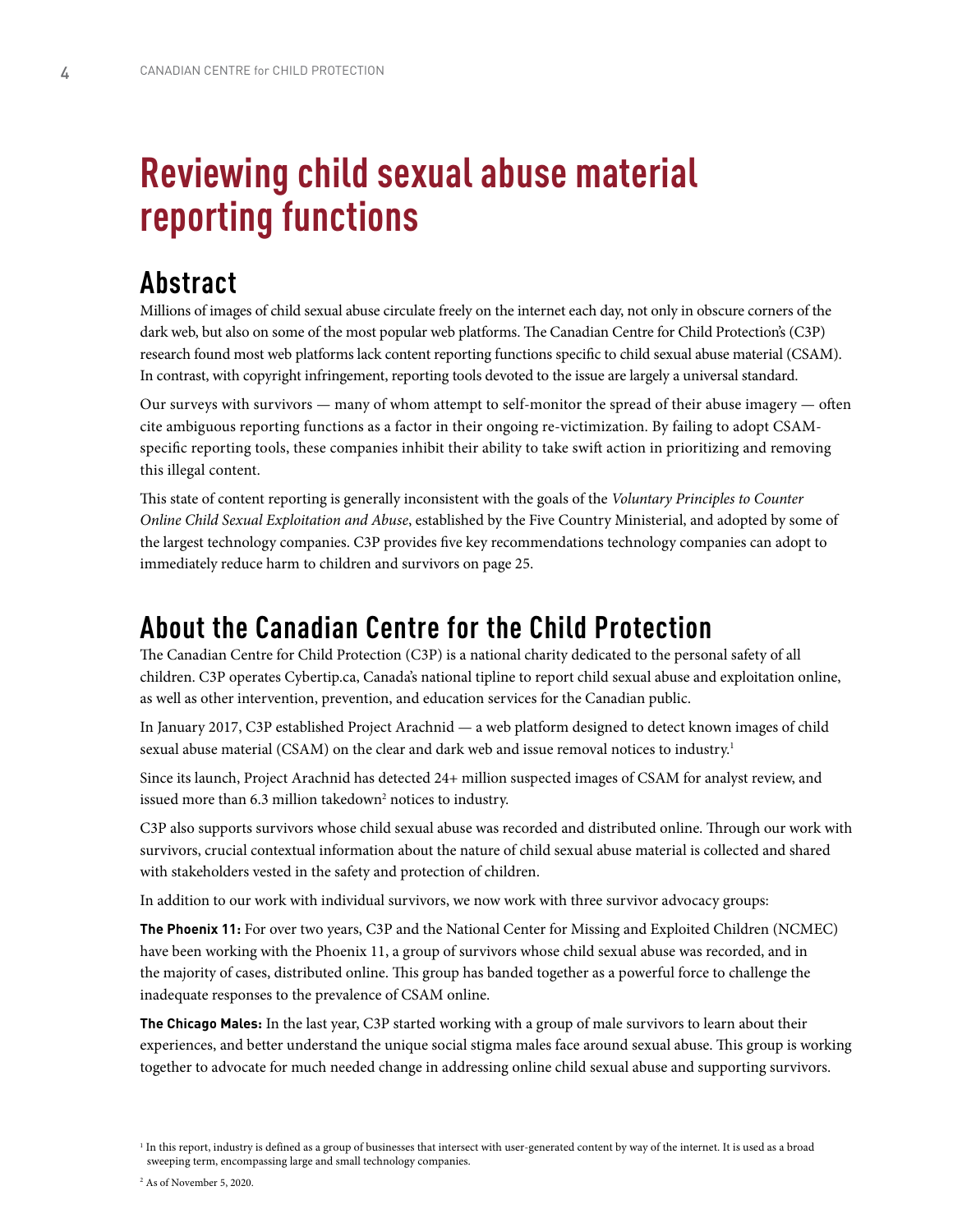# Reviewing child sexual abuse material reporting functions

## Abstract

Millions of images of child sexual abuse circulate freely on the internet each day, not only in obscure corners of the dark web, but also on some of the most popular web platforms. The Canadian Centre for Child Protection's (C3P) research found most web platforms lack content reporting functions specific to child sexual abuse material (CSAM). In contrast, with copyright infringement, reporting tools devoted to the issue are largely a universal standard.

Our surveys with survivors — many of whom attempt to self-monitor the spread of their abuse imagery — often cite ambiguous reporting functions as a factor in their ongoing re-victimization. By failing to adopt CSAM-specific reporting tools, these companies inhibit their ability to take swift action in prioritizing and removing this illegal content.

This state of content reporting is generally inconsistent with the goals of the *Voluntary Principles to Counter Online Child Sexual Exploitation and Abuse*, established by the Five Country Ministerial, and adopted by some of the largest technology companies. C3P provides five key recommendations technology companies can adopt to immediately reduce harm to children and survivors on page 25.

## About the Canadian Centre for the Child Protection

The Canadian Centre for Child Protection (C3P) is a national charity dedicated to the personal safety of all children. C3P operates Cybertip.ca, Canada's national tipline to report child sexual abuse and exploitation online, as well as other intervention, prevention, and education services for the Canadian public.

In January 2017, C3P established Project Arachnid — a web platform designed to detect known images of child sexual abuse material (CSAM) on the clear and dark web and issue removal notices to industry.[1]

Since its launch, Project Arachnid has detected 24+ million suspected images of CSAM for analyst review, and issued more than 6.3 million takedown[2] notices to industry.

C3P also supports survivors whose child sexual abuse was recorded and distributed online. Through our work with survivors, crucial contextual information about the nature of child sexual abuse material is collected and shared with stakeholders vested in the safety and protection of children.

In addition to our work with individual survivors, we now work with three survivor advocacy groups:

**The Phoenix 11:** For over two years, C3P and the National Center for Missing and Exploited Children (NCMEC) have been working with the Phoenix 11, a group of survivors whose child sexual abuse was recorded, and in the majority of cases, distributed online. This group has banded together as a powerful force to challenge the inadequate responses to the prevalence of CSAM online.

**The Chicago Males:** In the last year, C3P started working with a group of male survivors to learn about their experiences, and better understand the unique social stigma males face around sexual abuse. This group is working together to advocate for much needed change in addressing online child sexual abuse and supporting survivors.

[1] In this report, industry is defined as a group of businesses that intersect with user-generated content by way of the internet. It is used as a broad sweeping term, encompassing large and small technology companies.

[2] As of November 5, 2020.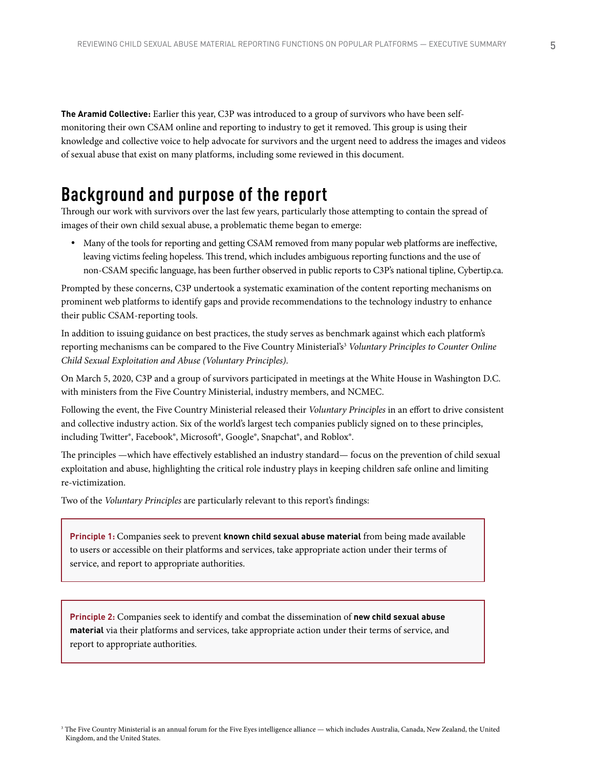**The Aramid Collective:** Earlier this year, C3P was introduced to a group of survivors who have been self-monitoring their own CSAM online and reporting to industry to get it removed. This group is using their knowledge and collective voice to help advocate for survivors and the urgent need to address the images and videos of sexual abuse that exist on many platforms, including some reviewed in this document.

## Background and purpose of the report

Through our work with survivors over the last few years, particularly those attempting to contain the spread of images of their own child sexual abuse, a problematic theme began to emerge:

- Many of the tools for reporting and getting CSAM removed from many popular web platforms are ineffective, leaving victims feeling hopeless. This trend, which includes ambiguous reporting functions and the use of non-CSAM specific language, has been further observed in public reports to C3P's national tipline, Cybertip.ca.

Prompted by these concerns, C3P undertook a systematic examination of the content reporting mechanisms on prominent web platforms to identify gaps and provide recommendations to the technology industry to enhance their public CSAM-reporting tools.

In addition to issuing guidance on best practices, the study serves as benchmark against which each platform's reporting mechanisms can be compared to the Five Country Ministerial's[3] *Voluntary Principles to Counter Online Child Sexual Exploitation and Abuse (Voluntary Principles)*.

On March 5, 2020, C3P and a group of survivors participated in meetings at the White House in Washington D.C. with ministers from the Five Country Ministerial, industry members, and NCMEC.

Following the event, the Five Country Ministerial released their *Voluntary Principles* in an effort to drive consistent and collective industry action. Six of the world's largest tech companies publicly signed on to these principles, including Twitter®, Facebook®, Microsoft®, Google®, Snapchat®, and Roblox®.

The principles —which have effectively established an industry standard— focus on the prevention of child sexual exploitation and abuse, highlighting the critical role industry plays in keeping children safe online and limiting re-victimization.

Two of the *Voluntary Principles* are particularly relevant to this report's findings:

> **Principle 1:** Companies seek to prevent **known child sexual abuse material** from being made available to users or accessible on their platforms and services, take appropriate action under their terms of service, and report to appropriate authorities.

> **Principle 2:** Companies seek to identify and combat the dissemination of **new child sexual abuse material** via their platforms and services, take appropriate action under their terms of service, and report to appropriate authorities.

[3] The Five Country Ministerial is an annual forum for the Five Eyes intelligence alliance — which includes Australia, Canada, New Zealand, the United Kingdom, and the United States.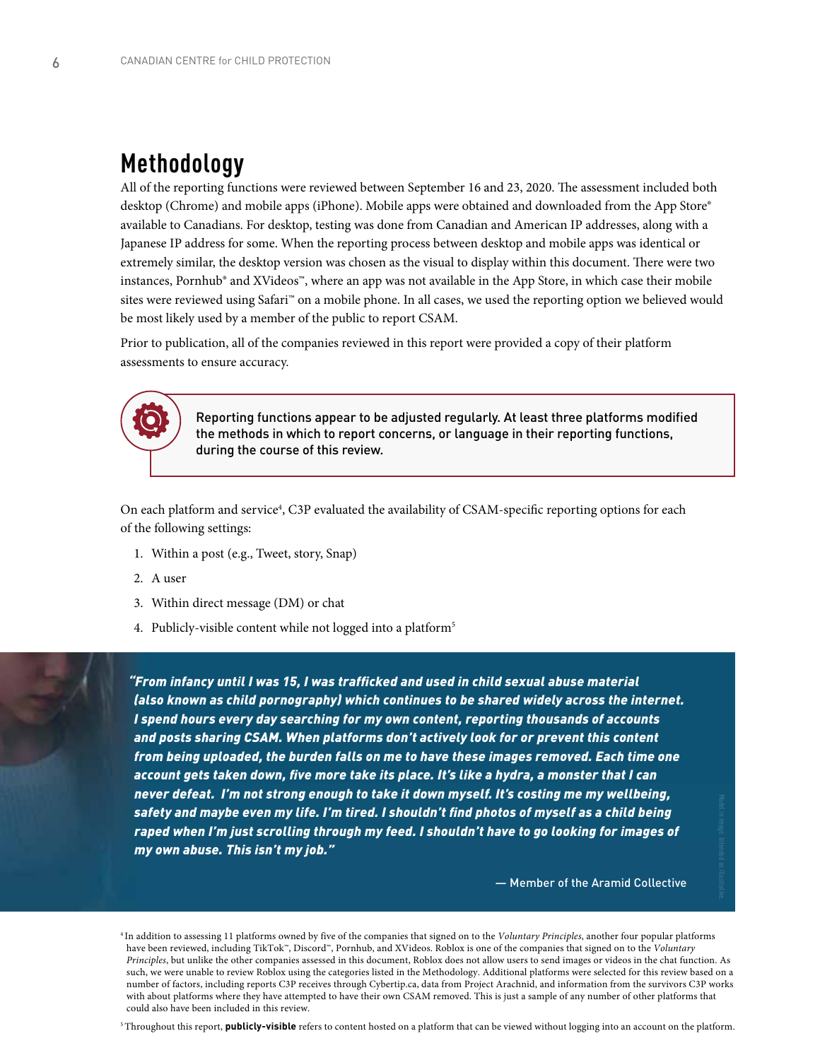## Methodology

All of the reporting functions were reviewed between September 16 and 23, 2020. The assessment included both desktop (Chrome) and mobile apps (iPhone). Mobile apps were obtained and downloaded from the App Store® available to Canadians. For desktop, testing was done from Canadian and American IP addresses, along with a Japanese IP address for some. When the reporting process between desktop and mobile apps was identical or extremely similar, the desktop version was chosen as the visual to display within this document. There were two instances, Pornhub® and XVideos™, where an app was not available in the App Store, in which case their mobile sites were reviewed using Safari™ on a mobile phone. In all cases, we used the reporting option we believed would be most likely used by a member of the public to report CSAM.

Prior to publication, all of the companies reviewed in this report were provided a copy of their platform assessments to ensure accuracy.

> Reporting functions appear to be adjusted regularly. At least three platforms modified the methods in which to report concerns, or language in their reporting functions, during the course of this review.

On each platform and service[4], C3P evaluated the availability of CSAM-specific reporting options for each of the following settings:

1. Within a post (e.g., Tweet, story, Snap)
2. A user
3. Within direct message (DM) or chat
4. Publicly-visible content while not logged into a platform[5]

> ***"From infancy until I was 15, I was trafficked and used in child sexual abuse material (also known as child pornography) which continues to be shared widely across the internet. I spend hours every day searching for my own content, reporting thousands of accounts and posts sharing CSAM. When platforms don't actively look for or prevent this content from being uploaded, the burden falls on me to have these images removed. Each time one account gets taken down, five more take its place. It's like a hydra, a monster that I can never defeat. I'm not strong enough to take it down myself. It's costing me my wellbeing, safety and maybe even my life. I'm tired. I shouldn't find photos of myself as a child being raped when I'm just scrolling through my feed. I shouldn't have to go looking for images of my own abuse. This isn't my job."***
>
> — Member of the Aramid Collective

Model in image. Intended as illustrative.

[4] In addition to assessing 11 platforms owned by five of the companies that signed on to the *Voluntary Principles*, another four popular platforms have been reviewed, including TikTok™, Discord™, Pornhub, and XVideos. Roblox is one of the companies that signed on to the *Voluntary Principles*, but unlike the other companies assessed in this document, Roblox does not allow users to send images or videos in the chat function. As such, we were unable to review Roblox using the categories listed in the Methodology. Additional platforms were selected for this review based on a number of factors, including reports C3P receives through Cybertip.ca, data from Project Arachnid, and information from the survivors C3P works with about platforms where they have attempted to have their own CSAM removed. This is just a sample of any number of other platforms that could also have been included in this review.

[5] Throughout this report, **publicly-visible** refers to content hosted on a platform that can be viewed without logging into an account on the platform.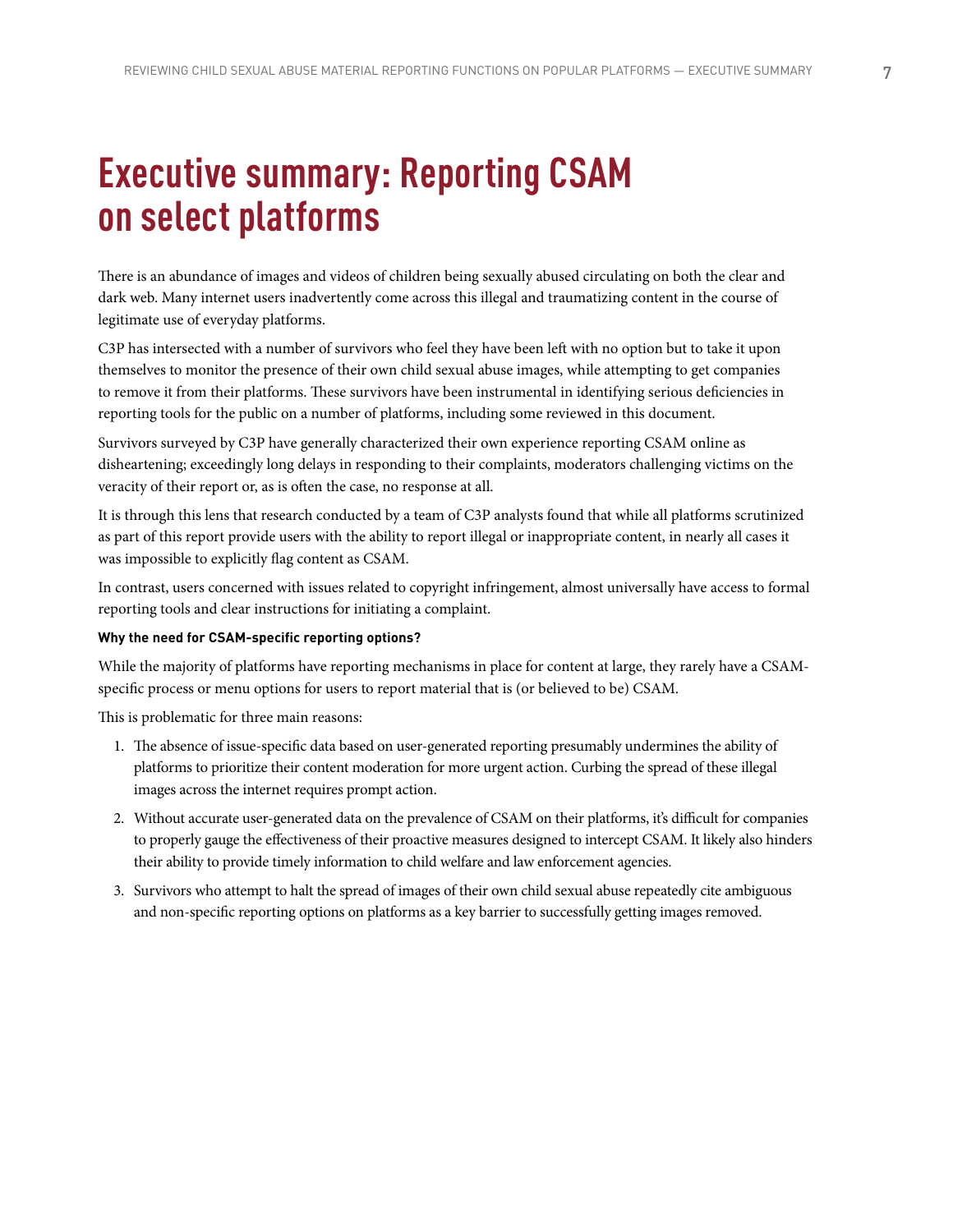# Executive summary: Reporting CSAM on select platforms

There is an abundance of images and videos of children being sexually abused circulating on both the clear and dark web. Many internet users inadvertently come across this illegal and traumatizing content in the course of legitimate use of everyday platforms.

C3P has intersected with a number of survivors who feel they have been left with no option but to take it upon themselves to monitor the presence of their own child sexual abuse images, while attempting to get companies to remove it from their platforms. These survivors have been instrumental in identifying serious deficiencies in reporting tools for the public on a number of platforms, including some reviewed in this document.

Survivors surveyed by C3P have generally characterized their own experience reporting CSAM online as disheartening; exceedingly long delays in responding to their complaints, moderators challenging victims on the veracity of their report or, as is often the case, no response at all.

It is through this lens that research conducted by a team of C3P analysts found that while all platforms scrutinized as part of this report provide users with the ability to report illegal or inappropriate content, in nearly all cases it was impossible to explicitly flag content as CSAM.

In contrast, users concerned with issues related to copyright infringement, almost universally have access to formal reporting tools and clear instructions for initiating a complaint.

**Why the need for CSAM-specific reporting options?**

While the majority of platforms have reporting mechanisms in place for content at large, they rarely have a CSAM-specific process or menu options for users to report material that is (or believed to be) CSAM.

This is problematic for three main reasons:

1. The absence of issue-specific data based on user-generated reporting presumably undermines the ability of platforms to prioritize their content moderation for more urgent action. Curbing the spread of these illegal images across the internet requires prompt action.
2. Without accurate user-generated data on the prevalence of CSAM on their platforms, it's difficult for companies to properly gauge the effectiveness of their proactive measures designed to intercept CSAM. It likely also hinders their ability to provide timely information to child welfare and law enforcement agencies.
3. Survivors who attempt to halt the spread of images of their own child sexual abuse repeatedly cite ambiguous and non-specific reporting options on platforms as a key barrier to successfully getting images removed.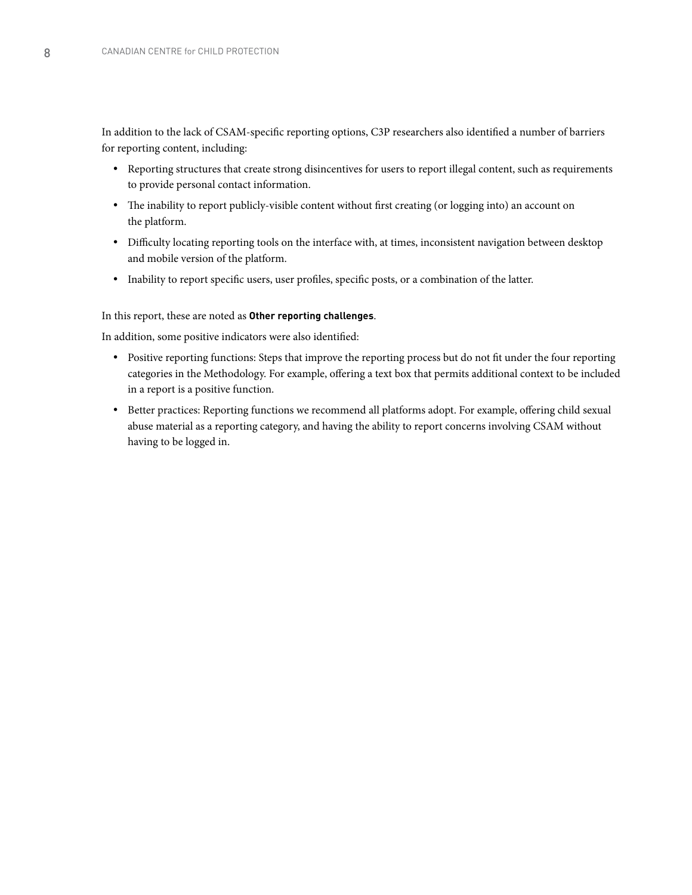In addition to the lack of CSAM-specific reporting options, C3P researchers also identified a number of barriers for reporting content, including:

- Reporting structures that create strong disincentives for users to report illegal content, such as requirements to provide personal contact information.
- The inability to report publicly-visible content without first creating (or logging into) an account on the platform.
- Difficulty locating reporting tools on the interface with, at times, inconsistent navigation between desktop and mobile version of the platform.
- Inability to report specific users, user profiles, specific posts, or a combination of the latter.

In this report, these are noted as **Other reporting challenges**.

In addition, some positive indicators were also identified:

- Positive reporting functions: Steps that improve the reporting process but do not fit under the four reporting categories in the Methodology. For example, offering a text box that permits additional context to be included in a report is a positive function.
- Better practices: Reporting functions we recommend all platforms adopt. For example, offering child sexual abuse material as a reporting category, and having the ability to report concerns involving CSAM without having to be logged in.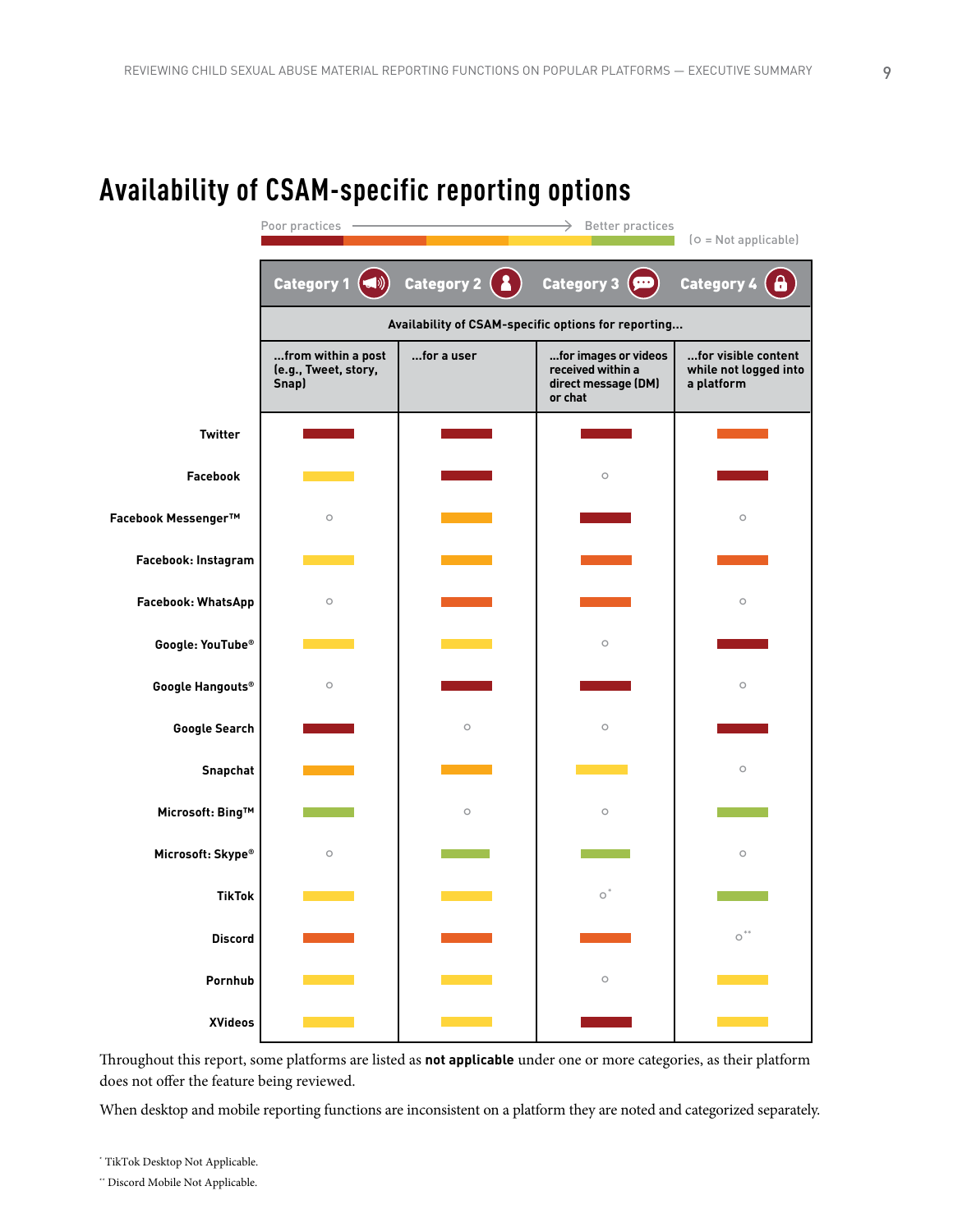# Availability of CSAM-specific reporting options

Poor practices ⟶ Better practices (Dark red → Red-orange → Orange → Yellow → Green)

(○ = Not applicable)

| | Category 1 | Category 2 | Category 3 | Category 4 |
|---|---|---|---|---|
| | Availability of CSAM-specific options for reporting... | | | |
| | ...from within a post (e.g., Tweet, story, Snap) | ...for a user | ...for images or videos received within a direct message (DM) or chat | ...for visible content while not logged into a platform |
| **Twitter** | Dark red | Dark red | Dark red | Red-orange |
| **Facebook** | Yellow | Dark red | ○ | Dark red |
| **Facebook Messenger™** | ○ | Orange | Dark red | ○ |
| **Facebook: Instagram** | Yellow | Orange | Red-orange | Red-orange |
| **Facebook: WhatsApp** | ○ | Red-orange | Red-orange | ○ |
| **Google: YouTube®** | Yellow | Yellow | ○ | Dark red |
| **Google Hangouts®** | ○ | Dark red | Dark red | ○ |
| **Google Search** | Dark red | ○ | ○ | Dark red |
| **Snapchat** | Orange | Orange | Yellow | ○ |
| **Microsoft: Bing™** | Green | ○ | ○ | Green |
| **Microsoft: Skype®** | ○ | Green | Green | ○ |
| **TikTok** | Yellow | Yellow | ○* | Green |
| **Discord** | Red-orange | Red-orange | Red-orange | ○** |
| **Pornhub** | Yellow | Yellow | ○ | Yellow |
| **XVideos** | Yellow | Yellow | Dark red | Yellow |

Throughout this report, some platforms are listed as **not applicable** under one or more categories, as their platform does not offer the feature being reviewed.

When desktop and mobile reporting functions are inconsistent on a platform they are noted and categorized separately.

* TikTok Desktop Not Applicable.

** Discord Mobile Not Applicable.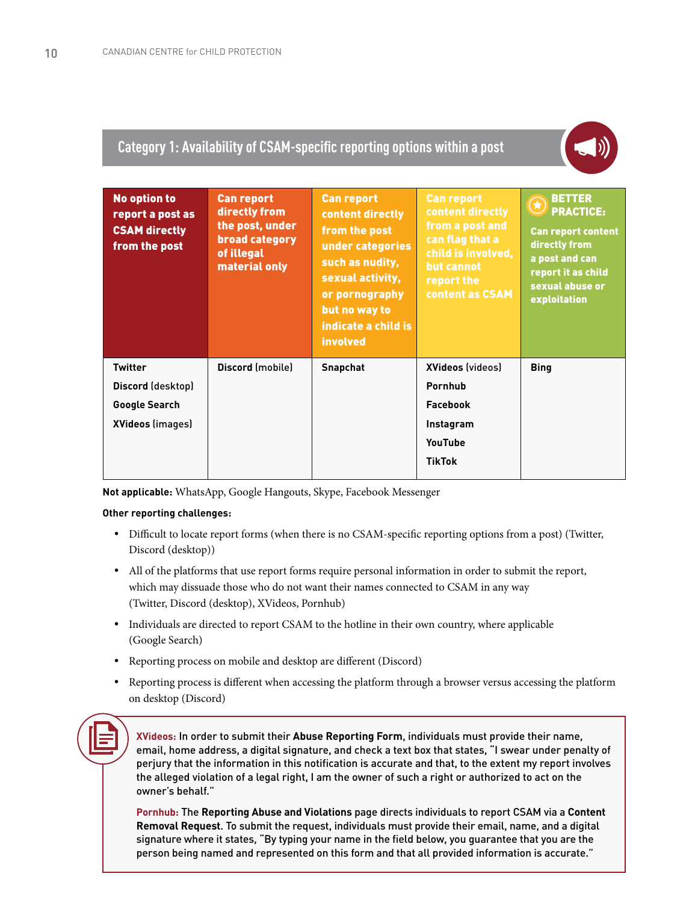## Category 1: Availability of CSAM-specific reporting options within a post

| No option to report a post as CSAM directly from the post | Can report directly from the post, under broad category of illegal material only | Can report content directly from the post under categories such as nudity, sexual activity, or pornography but no way to indicate a child is involved | Can report content directly from a post and can flag that a child is involved, but cannot report the content as CSAM | BETTER PRACTICE: Can report content directly from a post and can report it as child sexual abuse or exploitation |
|---|---|---|---|---|
| **Twitter**<br>**Discord** (desktop)<br>**Google Search**<br>**XVideos** (images) | **Discord** (mobile) | **Snapchat** | **XVideos** (videos)<br>**Pornhub**<br>**Facebook**<br>**Instagram**<br>**YouTube**<br>**TikTok** | **Bing** |

**Not applicable:** WhatsApp, Google Hangouts, Skype, Facebook Messenger

**Other reporting challenges:**

- Difficult to locate report forms (when there is no CSAM-specific reporting options from a post) (Twitter, Discord (desktop))
- All of the platforms that use report forms require personal information in order to submit the report, which may dissuade those who do not want their names connected to CSAM in any way (Twitter, Discord (desktop), XVideos, Pornhub)
- Individuals are directed to report CSAM to the hotline in their own country, where applicable (Google Search)
- Reporting process on mobile and desktop are different (Discord)
- Reporting process is different when accessing the platform through a browser versus accessing the platform on desktop (Discord)

**XVideos:** In order to submit their **Abuse Reporting Form**, individuals must provide their name, email, home address, a digital signature, and check a text box that states, "I swear under penalty of perjury that the information in this notification is accurate and that, to the extent my report involves the alleged violation of a legal right, I am the owner of such a right or authorized to act on the owner's behalf."

**Pornhub:** The **Reporting Abuse and Violations** page directs individuals to report CSAM via a **Content Removal Request**. To submit the request, individuals must provide their email, name, and a digital signature where it states, "By typing your name in the field below, you guarantee that you are the person being named and represented on this form and that all provided information is accurate."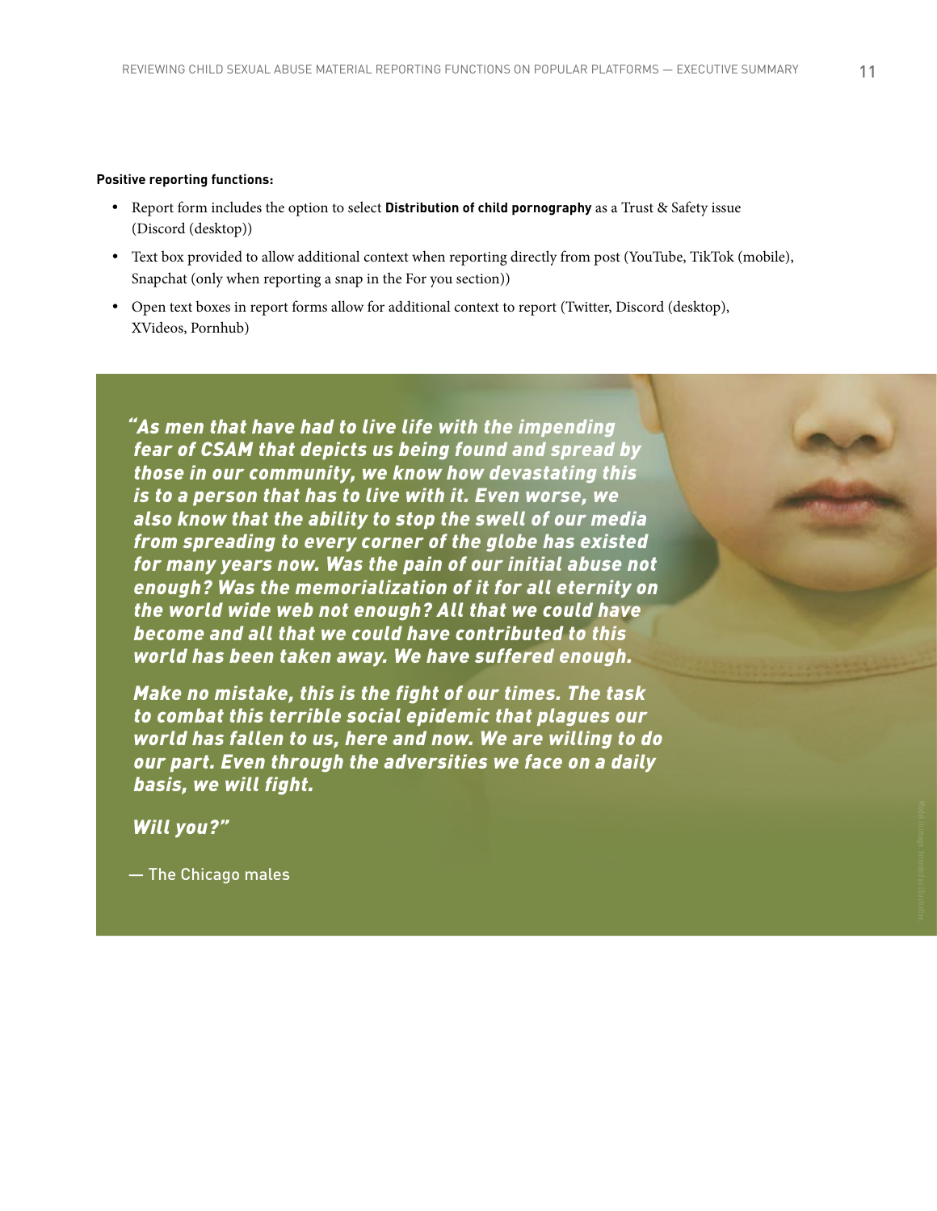**Positive reporting functions:**

- Report form includes the option to select **Distribution of child pornography** as a Trust & Safety issue (Discord (desktop))
- Text box provided to allow additional context when reporting directly from post (YouTube, TikTok (mobile), Snapchat (only when reporting a snap in the For you section))
- Open text boxes in report forms allow for additional context to report (Twitter, Discord (desktop), XVideos, Pornhub)

***"As men that have had to live life with the impending fear of CSAM that depicts us being found and spread by those in our community, we know how devastating this is to a person that has to live with it. Even worse, we also know that the ability to stop the swell of our media from spreading to every corner of the globe has existed for many years now. Was the pain of our initial abuse not enough? Was the memorialization of it for all eternity on the world wide web not enough? All that we could have become and all that we could have contributed to this world has been taken away. We have suffered enough.***

***Make no mistake, this is the fight of our times. The task to combat this terrible social epidemic that plagues our world has fallen to us, here and now. We are willing to do our part. Even through the adversities we face on a daily basis, we will fight.***

***Will you?"***

— The Chicago males

Model in image. Intended as illustrative.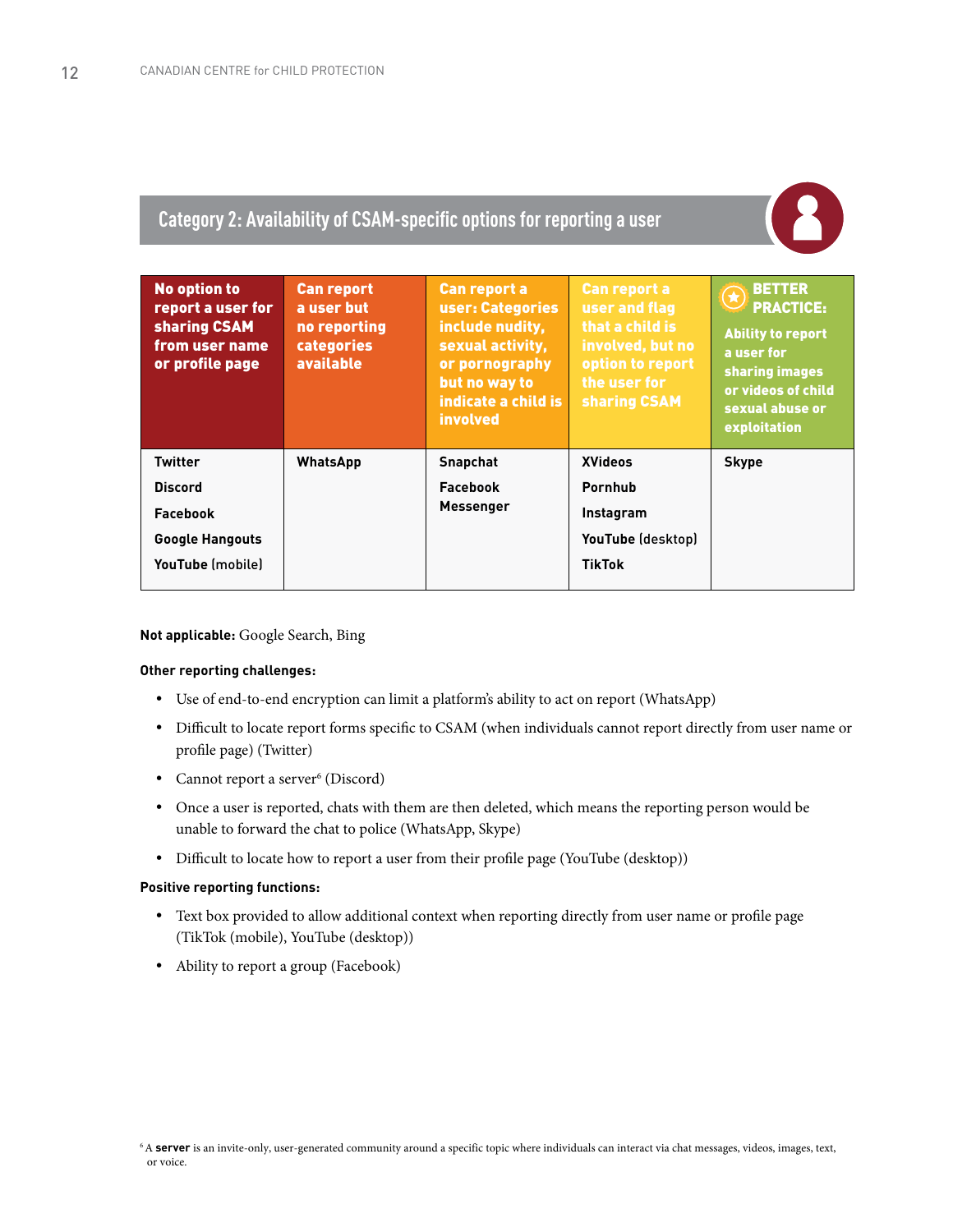## Category 2: Availability of CSAM-specific options for reporting a user

| No option to report a user for sharing CSAM from user name or profile page | Can report a user but no reporting categories available | Can report a user: Categories include nudity, sexual activity, or pornography but no way to indicate a child is involved | Can report a user and flag that a child is involved, but no option to report the user for sharing CSAM | BETTER PRACTICE: Ability to report a user for sharing images or videos of child sexual abuse or exploitation |
|---|---|---|---|---|
| Twitter | WhatsApp | Snapchat | XVideos | Skype |
| Discord | | Facebook Messenger | Pornhub | |
| Facebook | | | Instagram | |
| Google Hangouts | | | YouTube (desktop) | |
| YouTube (mobile) | | | TikTok | |

**Not applicable:** Google Search, Bing

**Other reporting challenges:**

- Use of end-to-end encryption can limit a platform's ability to act on report (WhatsApp)
- Difficult to locate report forms specific to CSAM (when individuals cannot report directly from user name or profile page) (Twitter)
- Cannot report a server[6] (Discord)
- Once a user is reported, chats with them are then deleted, which means the reporting person would be unable to forward the chat to police (WhatsApp, Skype)
- Difficult to locate how to report a user from their profile page (YouTube (desktop))

**Positive reporting functions:**

- Text box provided to allow additional context when reporting directly from user name or profile page (TikTok (mobile), YouTube (desktop))
- Ability to report a group (Facebook)

[6] A **server** is an invite-only, user-generated community around a specific topic where individuals can interact via chat messages, videos, images, text, or voice.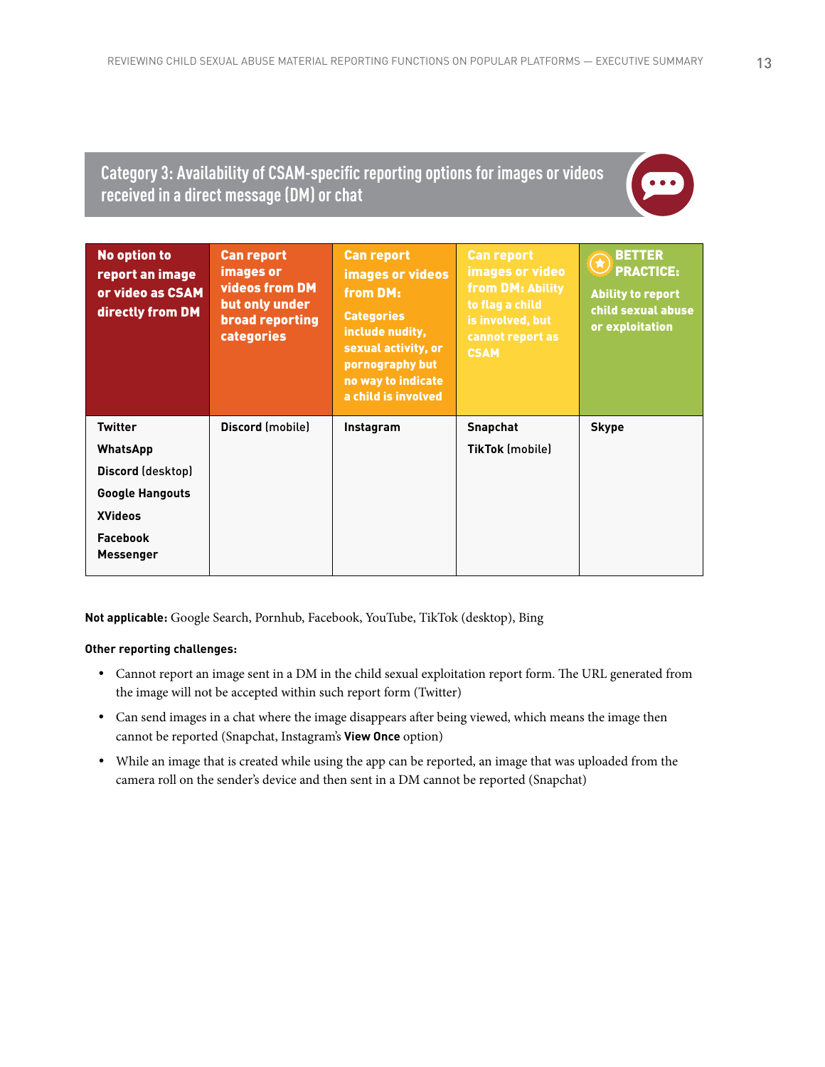## Category 3: Availability of CSAM-specific reporting options for images or videos received in a direct message (DM) or chat

| No option to report an image or video as CSAM directly from DM | Can report images or videos from DM but only under broad reporting categories | Can report images or videos from DM: Categories include nudity, sexual activity, or pornography but no way to indicate a child is involved | Can report images or video from DM: Ability to flag a child is involved, but cannot report as CSAM | BETTER PRACTICE: Ability to report child sexual abuse or exploitation |
|---|---|---|---|---|
| **Twitter**<br>**WhatsApp**<br>**Discord** (desktop)<br>**Google Hangouts**<br>**XVideos**<br>**Facebook Messenger** | **Discord** (mobile) | **Instagram** | **Snapchat**<br>**TikTok** (mobile) | **Skype** |

**Not applicable:** Google Search, Pornhub, Facebook, YouTube, TikTok (desktop), Bing

**Other reporting challenges:**

- Cannot report an image sent in a DM in the child sexual exploitation report form. The URL generated from the image will not be accepted within such report form (Twitter)
- Can send images in a chat where the image disappears after being viewed, which means the image then cannot be reported (Snapchat, Instagram's **View Once** option)
- While an image that is created while using the app can be reported, an image that was uploaded from the camera roll on the sender's device and then sent in a DM cannot be reported (Snapchat)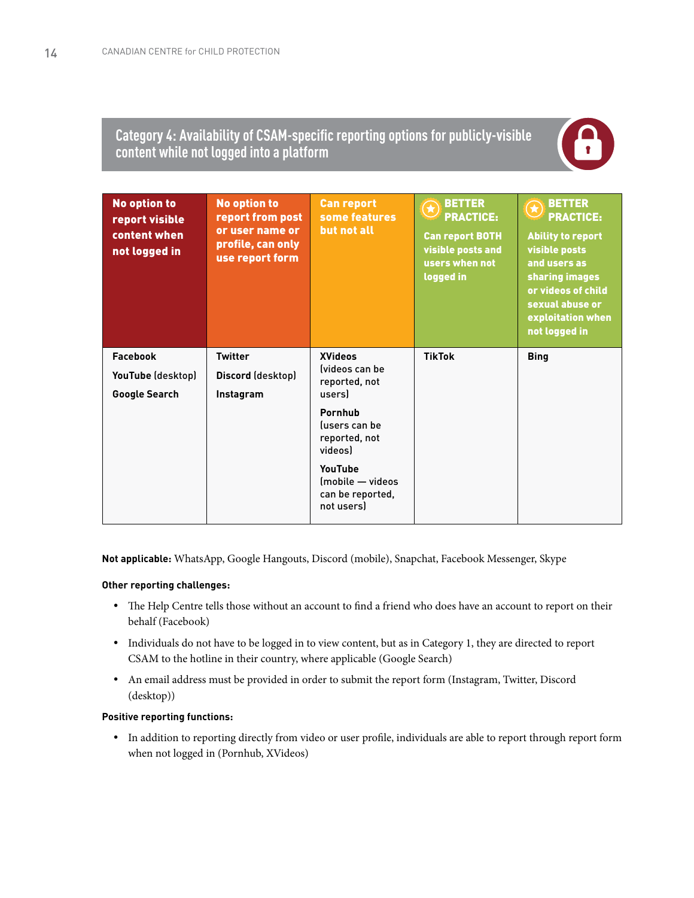## Category 4: Availability of CSAM-specific reporting options for publicly-visible content while not logged into a platform

| No option to report visible content when not logged in | No option to report from post or user name or profile, can only use report form | Can report some features but not all | BETTER PRACTICE: Can report BOTH visible posts and users when not logged in | BETTER PRACTICE: Ability to report visible posts and users as sharing images or videos of child sexual abuse or exploitation when not logged in |
|---|---|---|---|---|
| **Facebook**<br>**YouTube** (desktop)<br>**Google Search** | **Twitter**<br>**Discord** (desktop)<br>**Instagram** | **XVideos** (videos can be reported, not users)<br>**Pornhub** (users can be reported, not videos)<br>**YouTube** (mobile — videos can be reported, not users) | **TikTok** | **Bing** |

**Not applicable:** WhatsApp, Google Hangouts, Discord (mobile), Snapchat, Facebook Messenger, Skype

**Other reporting challenges:**

- The Help Centre tells those without an account to find a friend who does have an account to report on their behalf (Facebook)
- Individuals do not have to be logged in to view content, but as in Category 1, they are directed to report CSAM to the hotline in their country, where applicable (Google Search)
- An email address must be provided in order to submit the report form (Instagram, Twitter, Discord (desktop))

**Positive reporting functions:**

- In addition to reporting directly from video or user profile, individuals are able to report through report form when not logged in (Pornhub, XVideos)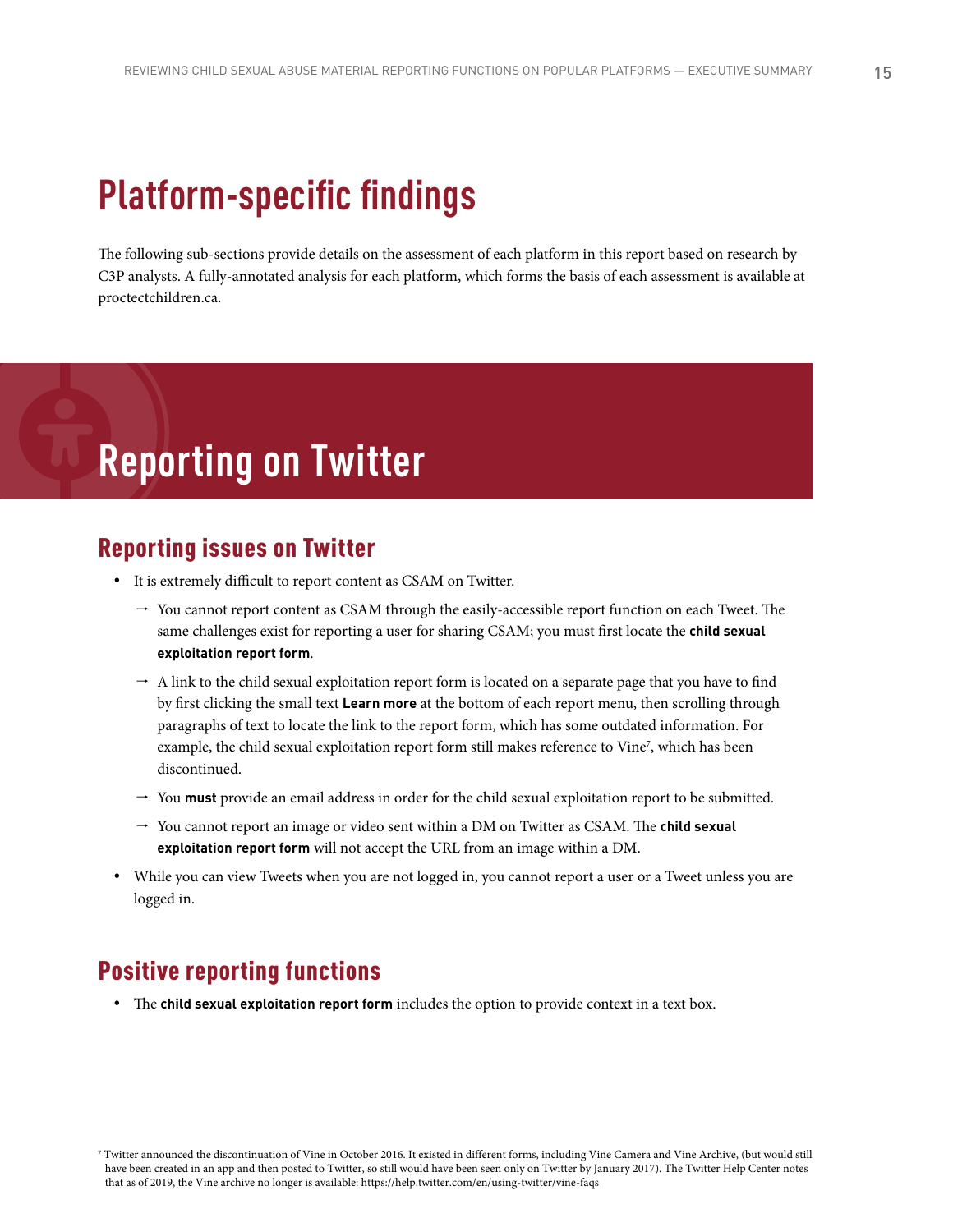# Platform-specific findings

The following sub-sections provide details on the assessment of each platform in this report based on research by C3P analysts. A fully-annotated analysis for each platform, which forms the basis of each assessment is available at proctectchildren.ca.

## Reporting on Twitter

### Reporting issues on Twitter

- It is extremely difficult to report content as CSAM on Twitter.
  - → You cannot report content as CSAM through the easily-accessible report function on each Tweet. The same challenges exist for reporting a user for sharing CSAM; you must first locate the **child sexual exploitation report form**.
  - → A link to the child sexual exploitation report form is located on a separate page that you have to find by first clicking the small text **Learn more** at the bottom of each report menu, then scrolling through paragraphs of text to locate the link to the report form, which has some outdated information. For example, the child sexual exploitation report form still makes reference to Vine[7], which has been discontinued.
  - → You **must** provide an email address in order for the child sexual exploitation report to be submitted.
  - → You cannot report an image or video sent within a DM on Twitter as CSAM. The **child sexual exploitation report form** will not accept the URL from an image within a DM.
- While you can view Tweets when you are not logged in, you cannot report a user or a Tweet unless you are logged in.

### Positive reporting functions

- The **child sexual exploitation report form** includes the option to provide context in a text box.

[7] Twitter announced the discontinuation of Vine in October 2016. It existed in different forms, including Vine Camera and Vine Archive, (but would still have been created in an app and then posted to Twitter, so still would have been seen only on Twitter by January 2017). The Twitter Help Center notes that as of 2019, the Vine archive no longer is available: https://help.twitter.com/en/using-twitter/vine-faqs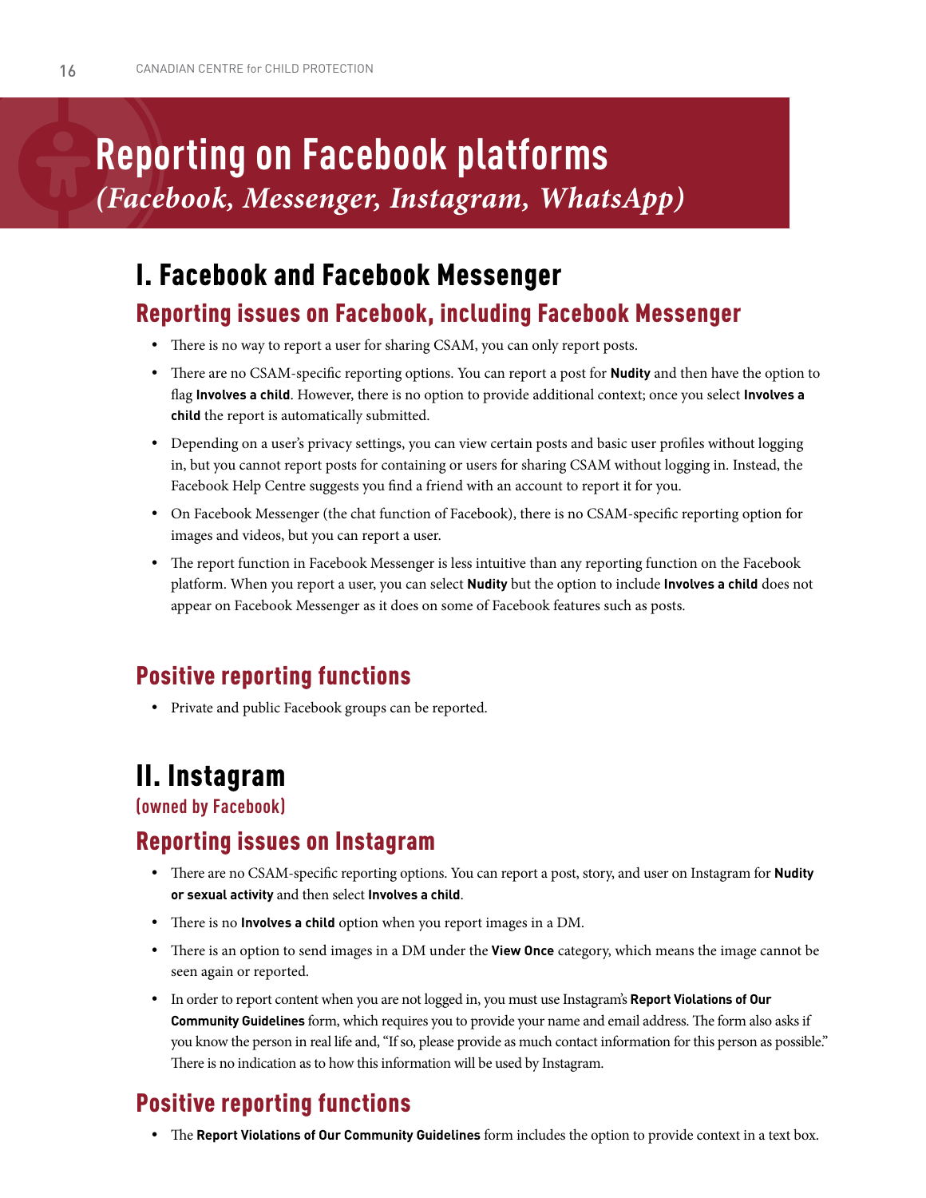# Reporting on Facebook platforms
*(Facebook, Messenger, Instagram, WhatsApp)*

## I. Facebook and Facebook Messenger

### Reporting issues on Facebook, including Facebook Messenger

- There is no way to report a user for sharing CSAM, you can only report posts.
- There are no CSAM-specific reporting options. You can report a post for **Nudity** and then have the option to flag **Involves a child**. However, there is no option to provide additional context; once you select **Involves a child** the report is automatically submitted.
- Depending on a user's privacy settings, you can view certain posts and basic user profiles without logging in, but you cannot report posts for containing or users for sharing CSAM without logging in. Instead, the Facebook Help Centre suggests you find a friend with an account to report it for you.
- On Facebook Messenger (the chat function of Facebook), there is no CSAM-specific reporting option for images and videos, but you can report a user.
- The report function in Facebook Messenger is less intuitive than any reporting function on the Facebook platform. When you report a user, you can select **Nudity** but the option to include **Involves a child** does not appear on Facebook Messenger as it does on some of Facebook features such as posts.

### Positive reporting functions

- Private and public Facebook groups can be reported.

## II. Instagram

**(owned by Facebook)**

### Reporting issues on Instagram

- There are no CSAM-specific reporting options. You can report a post, story, and user on Instagram for **Nudity or sexual activity** and then select **Involves a child**.
- There is no **Involves a child** option when you report images in a DM.
- There is an option to send images in a DM under the **View Once** category, which means the image cannot be seen again or reported.
- In order to report content when you are not logged in, you must use Instagram's **Report Violations of Our Community Guidelines** form, which requires you to provide your name and email address. The form also asks if you know the person in real life and, "If so, please provide as much contact information for this person as possible." There is no indication as to how this information will be used by Instagram.

### Positive reporting functions

- The **Report Violations of Our Community Guidelines** form includes the option to provide context in a text box.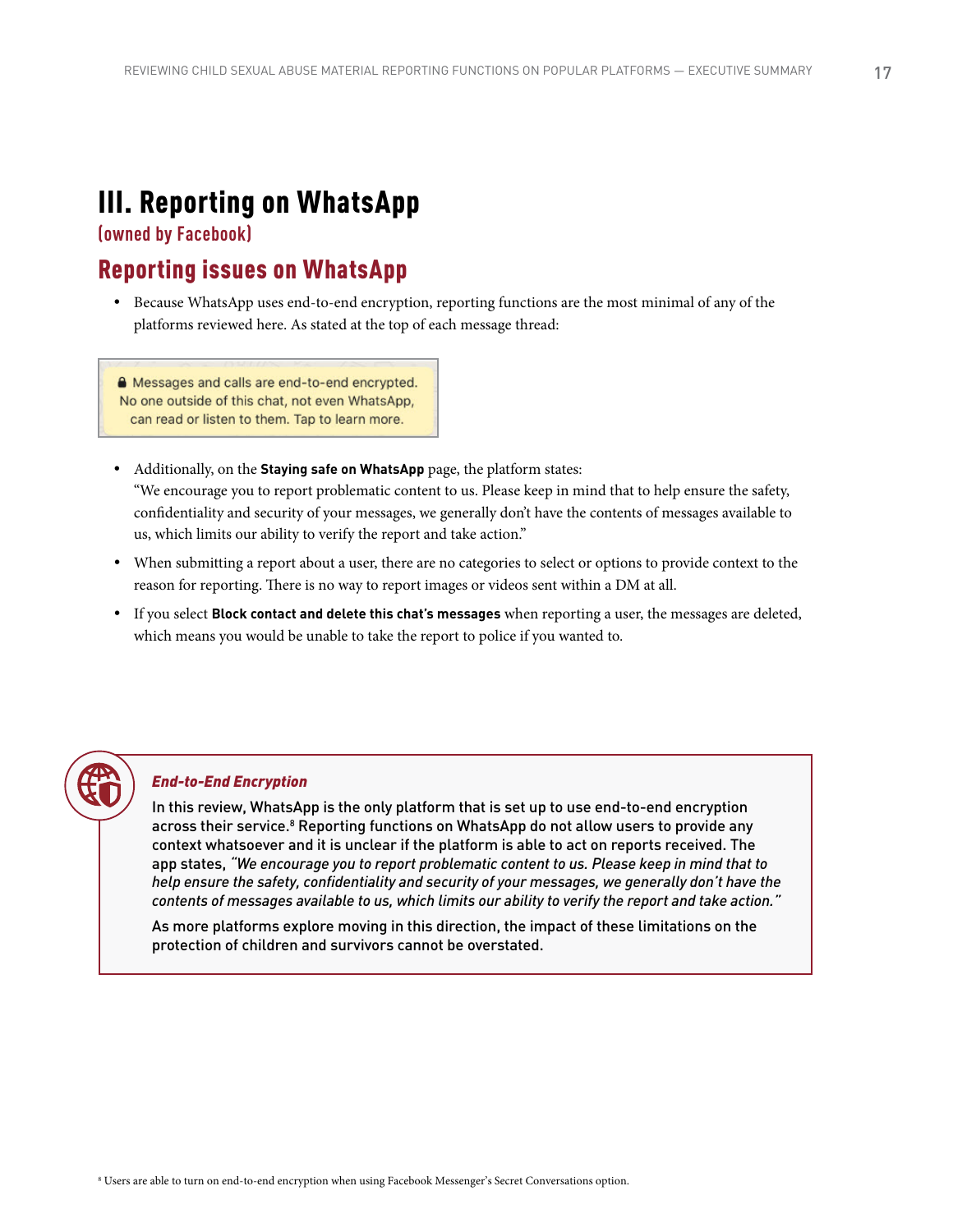# III. Reporting on WhatsApp

**(owned by Facebook)**

## Reporting issues on WhatsApp

- Because WhatsApp uses end-to-end encryption, reporting functions are the most minimal of any of the platforms reviewed here. As stated at the top of each message thread:

> 🔒 Messages and calls are end-to-end encrypted. No one outside of this chat, not even WhatsApp, can read or listen to them. Tap to learn more.

- Additionally, on the **Staying safe on WhatsApp** page, the platform states:
  "We encourage you to report problematic content to us. Please keep in mind that to help ensure the safety, confidentiality and security of your messages, we generally don't have the contents of messages available to us, which limits our ability to verify the report and take action."
- When submitting a report about a user, there are no categories to select or options to provide context to the reason for reporting. There is no way to report images or videos sent within a DM at all.
- If you select **Block contact and delete this chat's messages** when reporting a user, the messages are deleted, which means you would be unable to take the report to police if you wanted to.

### *End-to-End Encryption*

In this review, WhatsApp is the only platform that is set up to use end-to-end encryption across their service.[8] Reporting functions on WhatsApp do not allow users to provide any context whatsoever and it is unclear if the platform is able to act on reports received. The app states, *"We encourage you to report problematic content to us. Please keep in mind that to help ensure the safety, confidentiality and security of your messages, we generally don't have the contents of messages available to us, which limits our ability to verify the report and take action."*

As more platforms explore moving in this direction, the impact of these limitations on the protection of children and survivors cannot be overstated.

[8] Users are able to turn on end-to-end encryption when using Facebook Messenger's Secret Conversations option.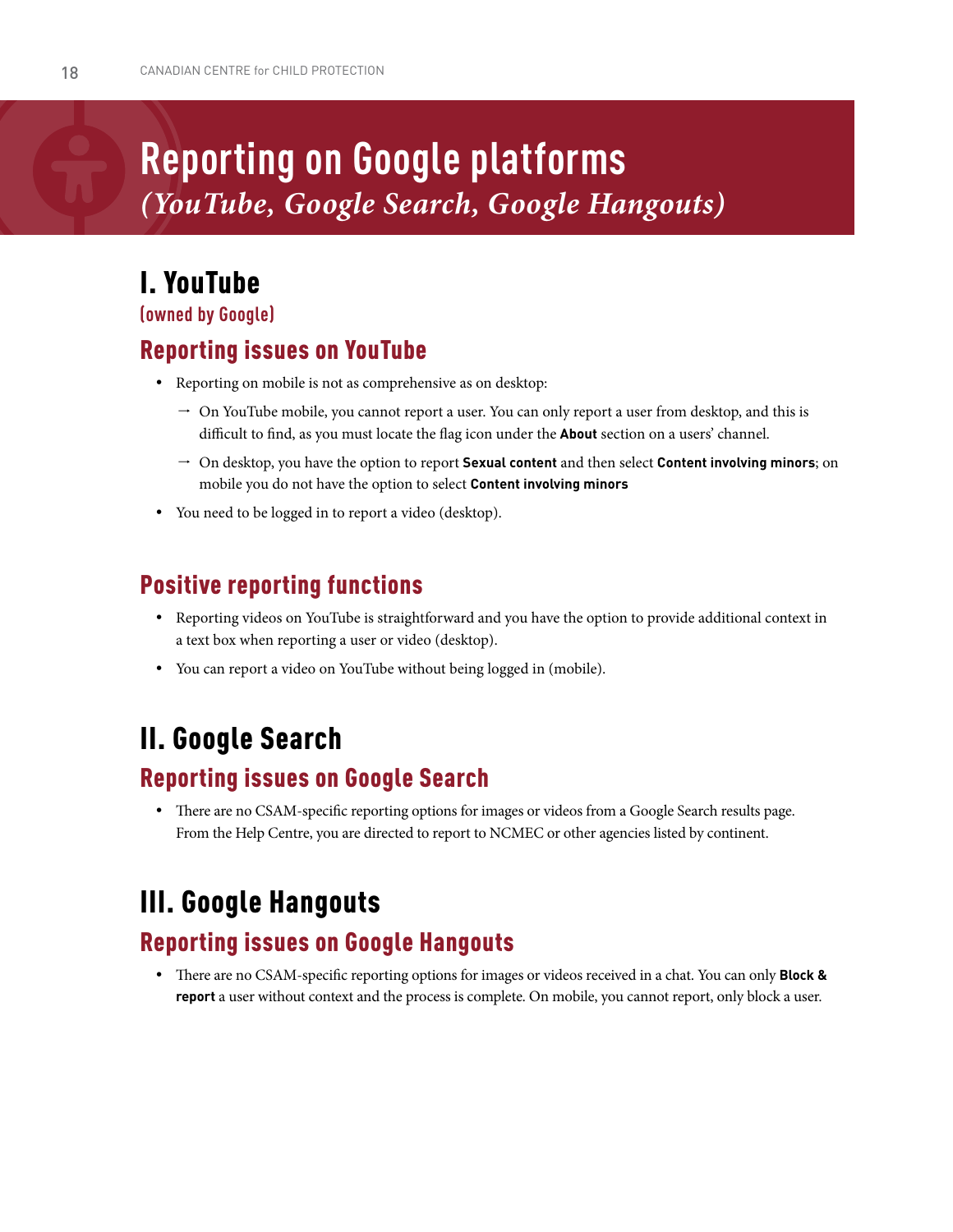# Reporting on Google platforms

*(YouTube, Google Search, Google Hangouts)*

## I. YouTube

(owned by Google)

### Reporting issues on YouTube

- Reporting on mobile is not as comprehensive as on desktop:
  - → On YouTube mobile, you cannot report a user. You can only report a user from desktop, and this is difficult to find, as you must locate the flag icon under the **About** section on a users' channel.
  - → On desktop, you have the option to report **Sexual content** and then select **Content involving minors**; on mobile you do not have the option to select **Content involving minors**
- You need to be logged in to report a video (desktop).

### Positive reporting functions

- Reporting videos on YouTube is straightforward and you have the option to provide additional context in a text box when reporting a user or video (desktop).
- You can report a video on YouTube without being logged in (mobile).

## II. Google Search

### Reporting issues on Google Search

- There are no CSAM-specific reporting options for images or videos from a Google Search results page. From the Help Centre, you are directed to report to NCMEC or other agencies listed by continent.

## III. Google Hangouts

### Reporting issues on Google Hangouts

- There are no CSAM-specific reporting options for images or videos received in a chat. You can only **Block & report** a user without context and the process is complete. On mobile, you cannot report, only block a user.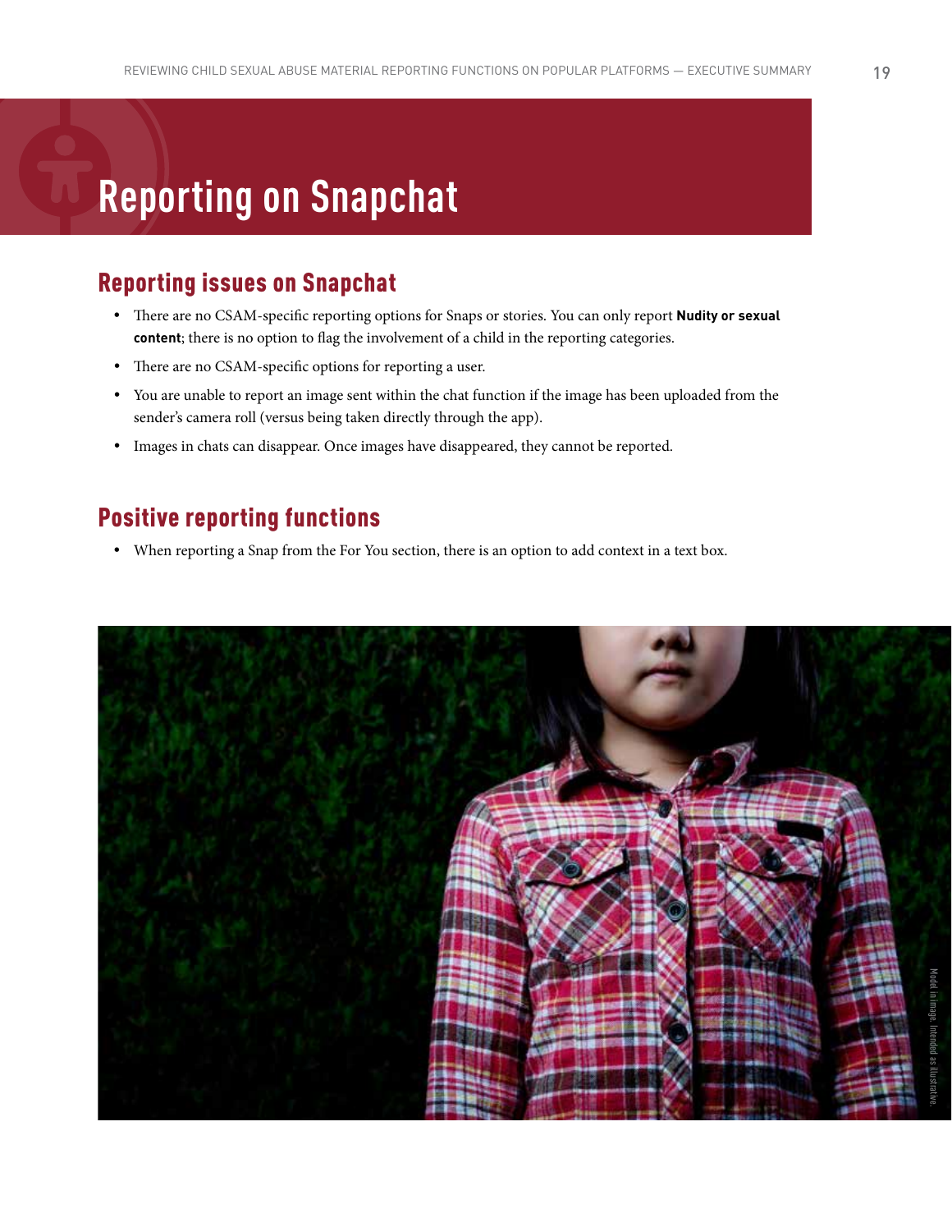# Reporting on Snapchat

## Reporting issues on Snapchat

- There are no CSAM-specific reporting options for Snaps or stories. You can only report **Nudity or sexual content**; there is no option to flag the involvement of a child in the reporting categories.
- There are no CSAM-specific options for reporting a user.
- You are unable to report an image sent within the chat function if the image has been uploaded from the sender's camera roll (versus being taken directly through the app).
- Images in chats can disappear. Once images have disappeared, they cannot be reported.

## Positive reporting functions

- When reporting a Snap from the For You section, there is an option to add context in a text box.

Model in image. Intended as illustrative.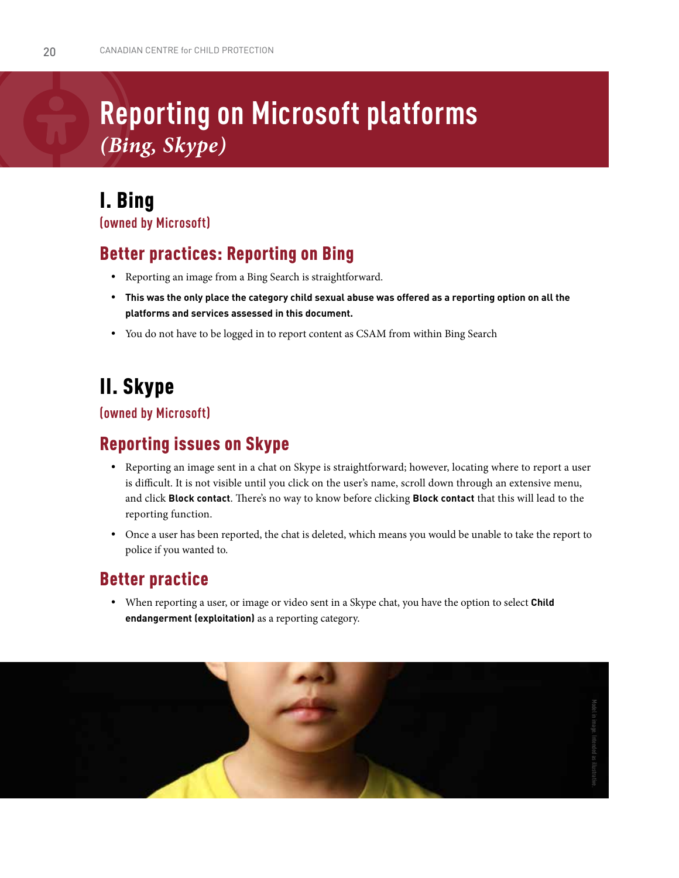# Reporting on Microsoft platforms
*(Bing, Skype)*

## I. Bing

(owned by Microsoft)

### Better practices: Reporting on Bing

- Reporting an image from a Bing Search is straightforward.
- **This was the only place the category child sexual abuse was offered as a reporting option on all the platforms and services assessed in this document.**
- You do not have to be logged in to report content as CSAM from within Bing Search

## II. Skype

(owned by Microsoft)

### Reporting issues on Skype

- Reporting an image sent in a chat on Skype is straightforward; however, locating where to report a user is difficult. It is not visible until you click on the user's name, scroll down through an extensive menu, and click **Block contact**. There's no way to know before clicking **Block contact** that this will lead to the reporting function.
- Once a user has been reported, the chat is deleted, which means you would be unable to take the report to police if you wanted to.

### Better practice

- When reporting a user, or image or video sent in a Skype chat, you have the option to select **Child endangerment (exploitation)** as a reporting category.

Model in image. Intended as illustrative.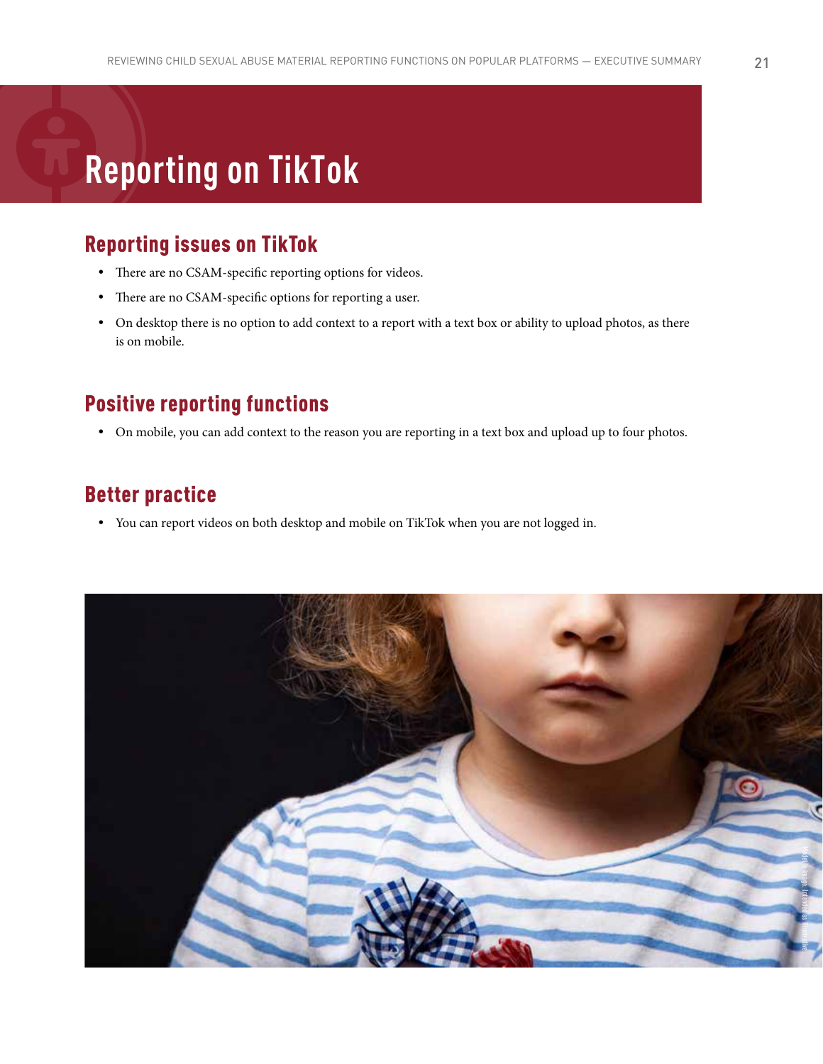# Reporting on TikTok

## Reporting issues on TikTok

- There are no CSAM-specific reporting options for videos.
- There are no CSAM-specific options for reporting a user.
- On desktop there is no option to add context to a report with a text box or ability to upload photos, as there is on mobile.

## Positive reporting functions

- On mobile, you can add context to the reason you are reporting in a text box and upload up to four photos.

## Better practice

- You can report videos on both desktop and mobile on TikTok when you are not logged in.

Model in image. Intended as illustrative.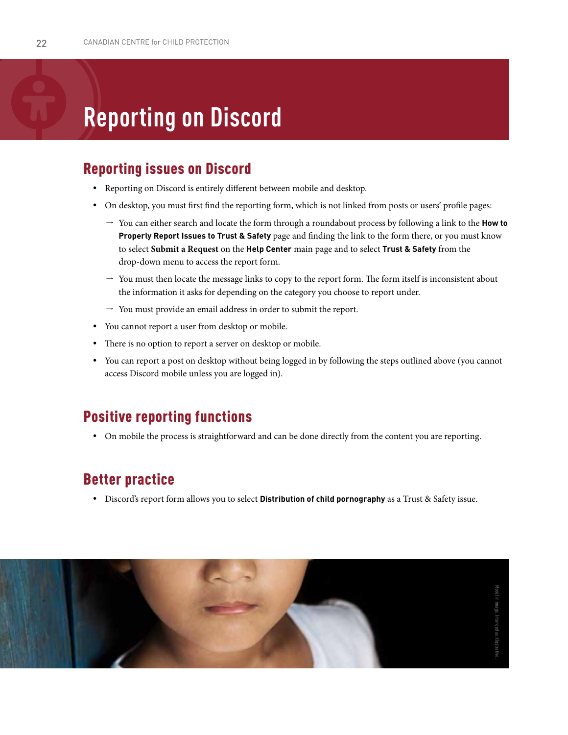# Reporting on Discord

## Reporting issues on Discord

- Reporting on Discord is entirely different between mobile and desktop.
- On desktop, you must first find the reporting form, which is not linked from posts or users' profile pages:
  - → You can either search and locate the form through a roundabout process by following a link to the **How to Properly Report Issues to Trust & Safety** page and finding the link to the form there, or you must know to select **Submit a Request** on the **Help Center** main page and to select **Trust & Safety** from the drop-down menu to access the report form.
  - → You must then locate the message links to copy to the report form. The form itself is inconsistent about the information it asks for depending on the category you choose to report under.
  - → You must provide an email address in order to submit the report.
- You cannot report a user from desktop or mobile.
- There is no option to report a server on desktop or mobile.
- You can report a post on desktop without being logged in by following the steps outlined above (you cannot access Discord mobile unless you are logged in).

## Positive reporting functions

- On mobile the process is straightforward and can be done directly from the content you are reporting.

## Better practice

- Discord's report form allows you to select **Distribution of child pornography** as a Trust & Safety issue.

Model in image. Intended as illustrative.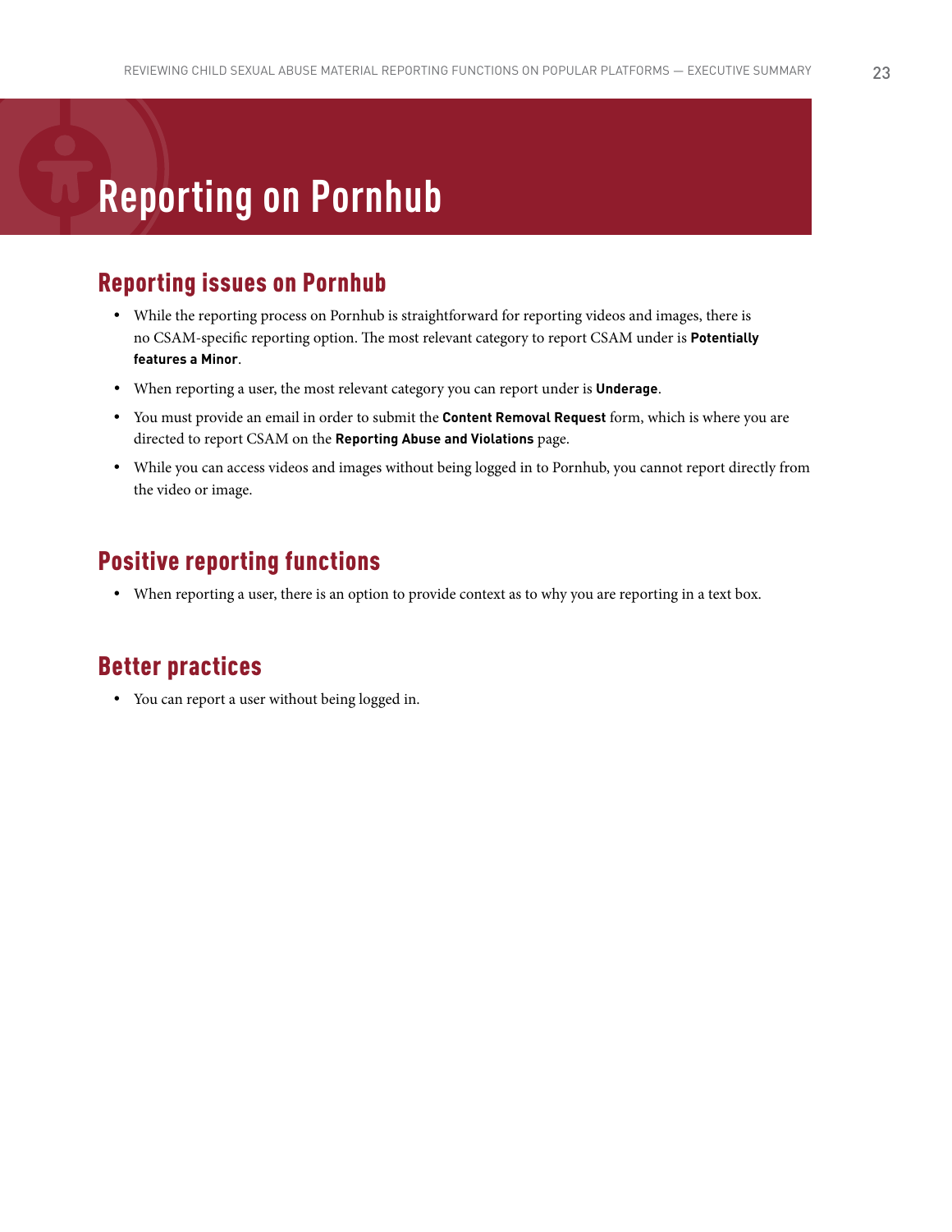# Reporting on Pornhub

## Reporting issues on Pornhub

- While the reporting process on Pornhub is straightforward for reporting videos and images, there is no CSAM-specific reporting option. The most relevant category to report CSAM under is **Potentially features a Minor**.
- When reporting a user, the most relevant category you can report under is **Underage**.
- You must provide an email in order to submit the **Content Removal Request** form, which is where you are directed to report CSAM on the **Reporting Abuse and Violations** page.
- While you can access videos and images without being logged in to Pornhub, you cannot report directly from the video or image.

## Positive reporting functions

- When reporting a user, there is an option to provide context as to why you are reporting in a text box.

## Better practices

- You can report a user without being logged in.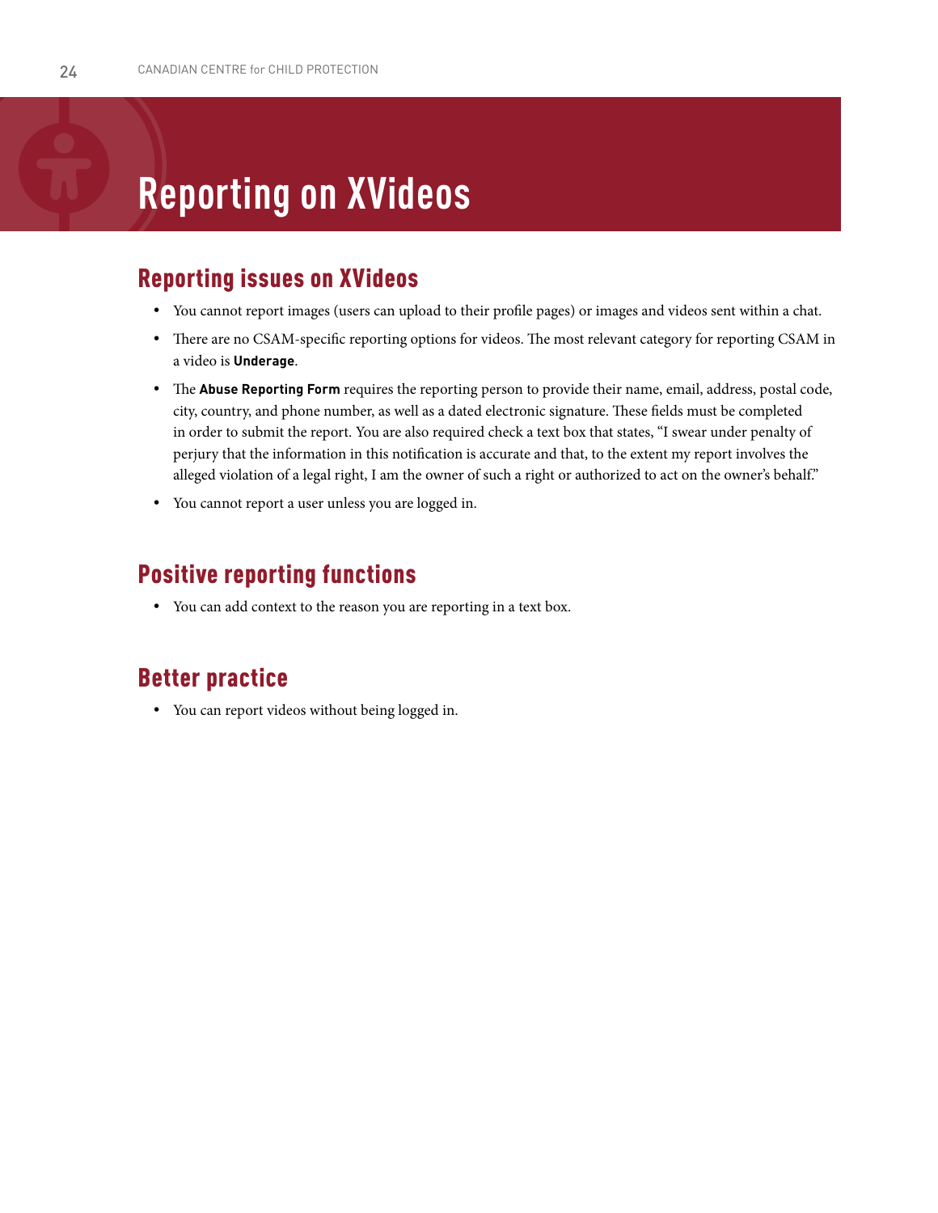# Reporting on XVideos

## Reporting issues on XVideos

- You cannot report images (users can upload to their profile pages) or images and videos sent within a chat.
- There are no CSAM-specific reporting options for videos. The most relevant category for reporting CSAM in a video is **Underage**.
- The **Abuse Reporting Form** requires the reporting person to provide their name, email, address, postal code, city, country, and phone number, as well as a dated electronic signature. These fields must be completed in order to submit the report. You are also required check a text box that states, "I swear under penalty of perjury that the information in this notification is accurate and that, to the extent my report involves the alleged violation of a legal right, I am the owner of such a right or authorized to act on the owner's behalf."
- You cannot report a user unless you are logged in.

## Positive reporting functions

- You can add context to the reason you are reporting in a text box.

## Better practice

- You can report videos without being logged in.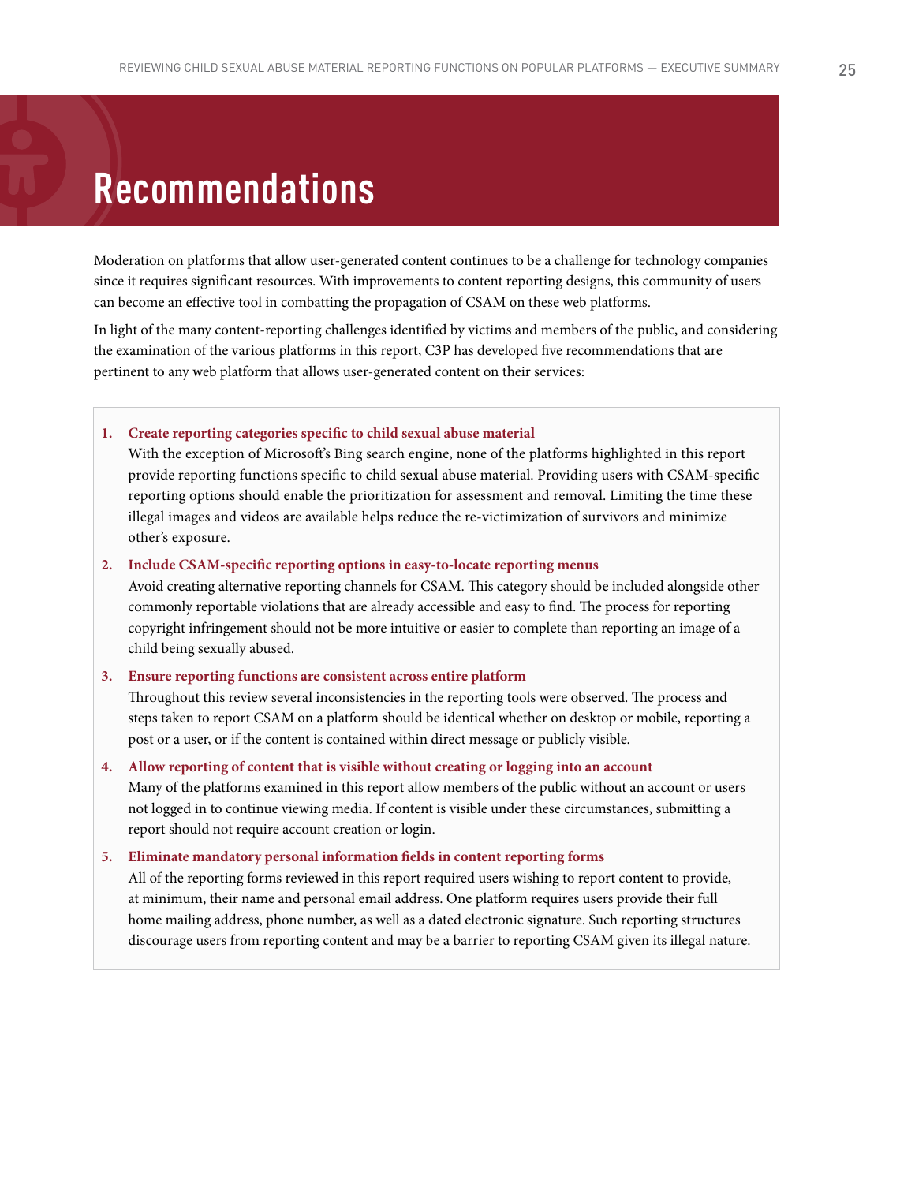# Recommendations

Moderation on platforms that allow user-generated content continues to be a challenge for technology companies since it requires significant resources. With improvements to content reporting designs, this community of users can become an effective tool in combatting the propagation of CSAM on these web platforms.

In light of the many content-reporting challenges identified by victims and members of the public, and considering the examination of the various platforms in this report, C3P has developed five recommendations that are pertinent to any web platform that allows user-generated content on their services:

1. **Create reporting categories specific to child sexual abuse material**
   With the exception of Microsoft's Bing search engine, none of the platforms highlighted in this report provide reporting functions specific to child sexual abuse material. Providing users with CSAM-specific reporting options should enable the prioritization for assessment and removal. Limiting the time these illegal images and videos are available helps reduce the re-victimization of survivors and minimize other's exposure.

2. **Include CSAM-specific reporting options in easy-to-locate reporting menus**
   Avoid creating alternative reporting channels for CSAM. This category should be included alongside other commonly reportable violations that are already accessible and easy to find. The process for reporting copyright infringement should not be more intuitive or easier to complete than reporting an image of a child being sexually abused.

3. **Ensure reporting functions are consistent across entire platform**
   Throughout this review several inconsistencies in the reporting tools were observed. The process and steps taken to report CSAM on a platform should be identical whether on desktop or mobile, reporting a post or a user, or if the content is contained within direct message or publicly visible.

4. **Allow reporting of content that is visible without creating or logging into an account**
   Many of the platforms examined in this report allow members of the public without an account or users not logged in to continue viewing media. If content is visible under these circumstances, submitting a report should not require account creation or login.

5. **Eliminate mandatory personal information fields in content reporting forms**
   All of the reporting forms reviewed in this report required users wishing to report content to provide, at minimum, their name and personal email address. One platform requires users provide their full home mailing address, phone number, as well as a dated electronic signature. Such reporting structures discourage users from reporting content and may be a barrier to reporting CSAM given its illegal nature.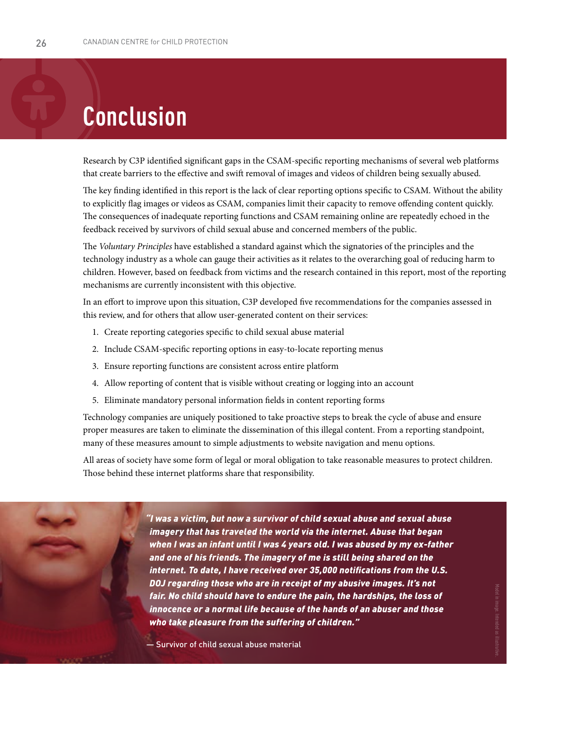# Conclusion

Research by C3P identified significant gaps in the CSAM-specific reporting mechanisms of several web platforms that create barriers to the effective and swift removal of images and videos of children being sexually abused.

The key finding identified in this report is the lack of clear reporting options specific to CSAM. Without the ability to explicitly flag images or videos as CSAM, companies limit their capacity to remove offending content quickly. The consequences of inadequate reporting functions and CSAM remaining online are repeatedly echoed in the feedback received by survivors of child sexual abuse and concerned members of the public.

The *Voluntary Principles* have established a standard against which the signatories of the principles and the technology industry as a whole can gauge their activities as it relates to the overarching goal of reducing harm to children. However, based on feedback from victims and the research contained in this report, most of the reporting mechanisms are currently inconsistent with this objective.

In an effort to improve upon this situation, C3P developed five recommendations for the companies assessed in this review, and for others that allow user-generated content on their services:

1. Create reporting categories specific to child sexual abuse material
2. Include CSAM-specific reporting options in easy-to-locate reporting menus
3. Ensure reporting functions are consistent across entire platform
4. Allow reporting of content that is visible without creating or logging into an account
5. Eliminate mandatory personal information fields in content reporting forms

Technology companies are uniquely positioned to take proactive steps to break the cycle of abuse and ensure proper measures are taken to eliminate the dissemination of this illegal content. From a reporting standpoint, many of these measures amount to simple adjustments to website navigation and menu options.

All areas of society have some form of legal or moral obligation to take reasonable measures to protect children. Those behind these internet platforms share that responsibility.

***"I was a victim, but now a survivor of child sexual abuse and sexual abuse imagery that has traveled the world via the internet. Abuse that began when I was an infant until I was 4 years old. I was abused by my ex-father and one of his friends. The imagery of me is still being shared on the internet. To date, I have received over 35,000 notifications from the U.S. DOJ regarding those who are in receipt of my abusive images. It's not fair. No child should have to endure the pain, the hardships, the loss of innocence or a normal life because of the hands of an abuser and those who take pleasure from the suffering of children."***

— Survivor of child sexual abuse material

Model in image. Intended as illustrative.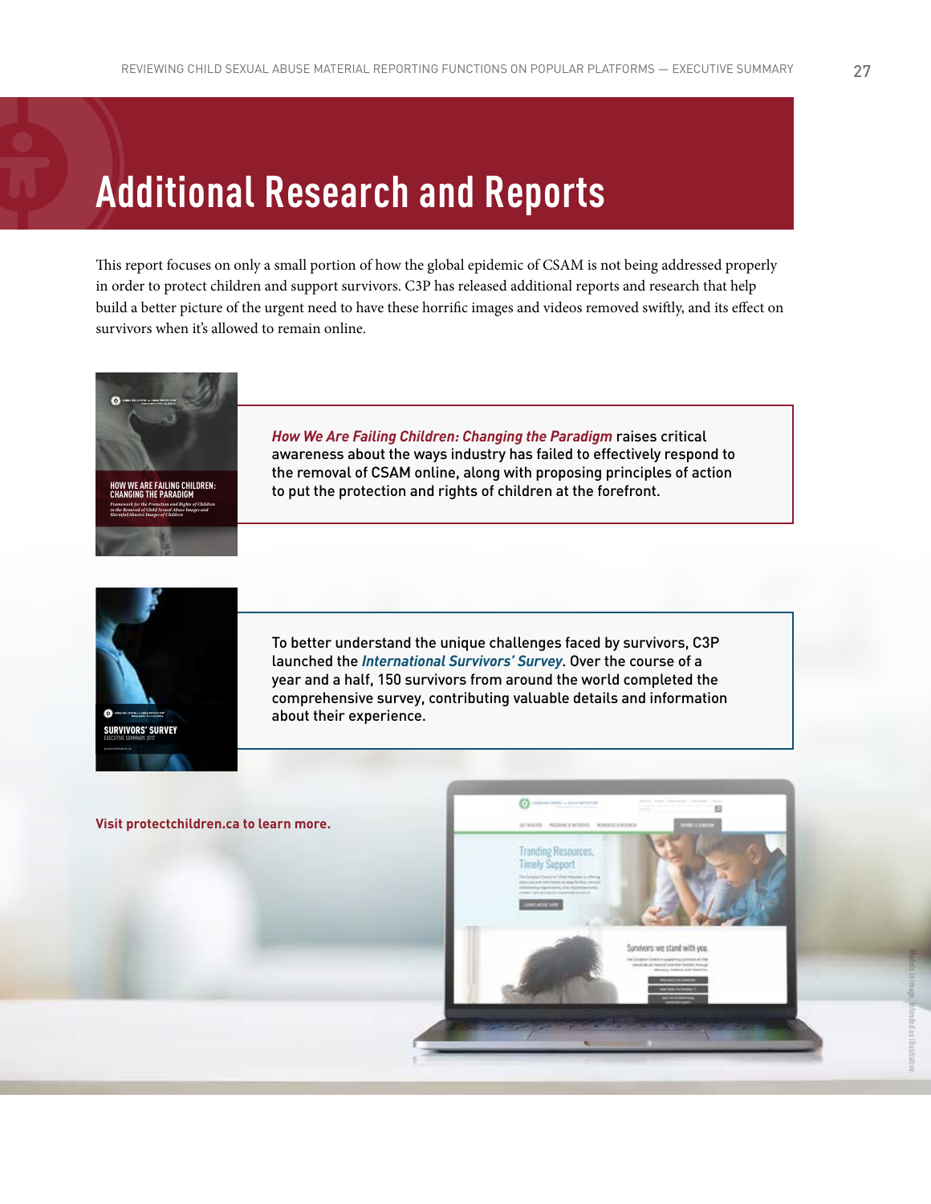# Additional Research and Reports

This report focuses on only a small portion of how the global epidemic of CSAM is not being addressed properly in order to protect children and support survivors. C3P has released additional reports and research that help build a better picture of the urgent need to have these horrific images and videos removed swiftly, and its effect on survivors when it's allowed to remain online.

HOW WE ARE FAILING CHILDREN: CHANGING THE PARADIGM

*Framework for the Protection and Rights of Children in the Removal of Child Sexual Abuse Images and Harmful/Abusive Images of Children*

***How We Are Failing Children: Changing the Paradigm*** raises critical awareness about the ways industry has failed to effectively respond to the removal of CSAM online, along with proposing principles of action to put the protection and rights of children at the forefront.

SURVIVORS' SURVEY

EXECUTIVE SUMMARY 2017

To better understand the unique challenges faced by survivors, C3P launched the ***International Survivors' Survey***. Over the course of a year and a half, 150 survivors from around the world completed the comprehensive survey, contributing valuable details and information about their experience.

**Visit protectchildren.ca to learn more.**

Models in image. Intended as illustrative.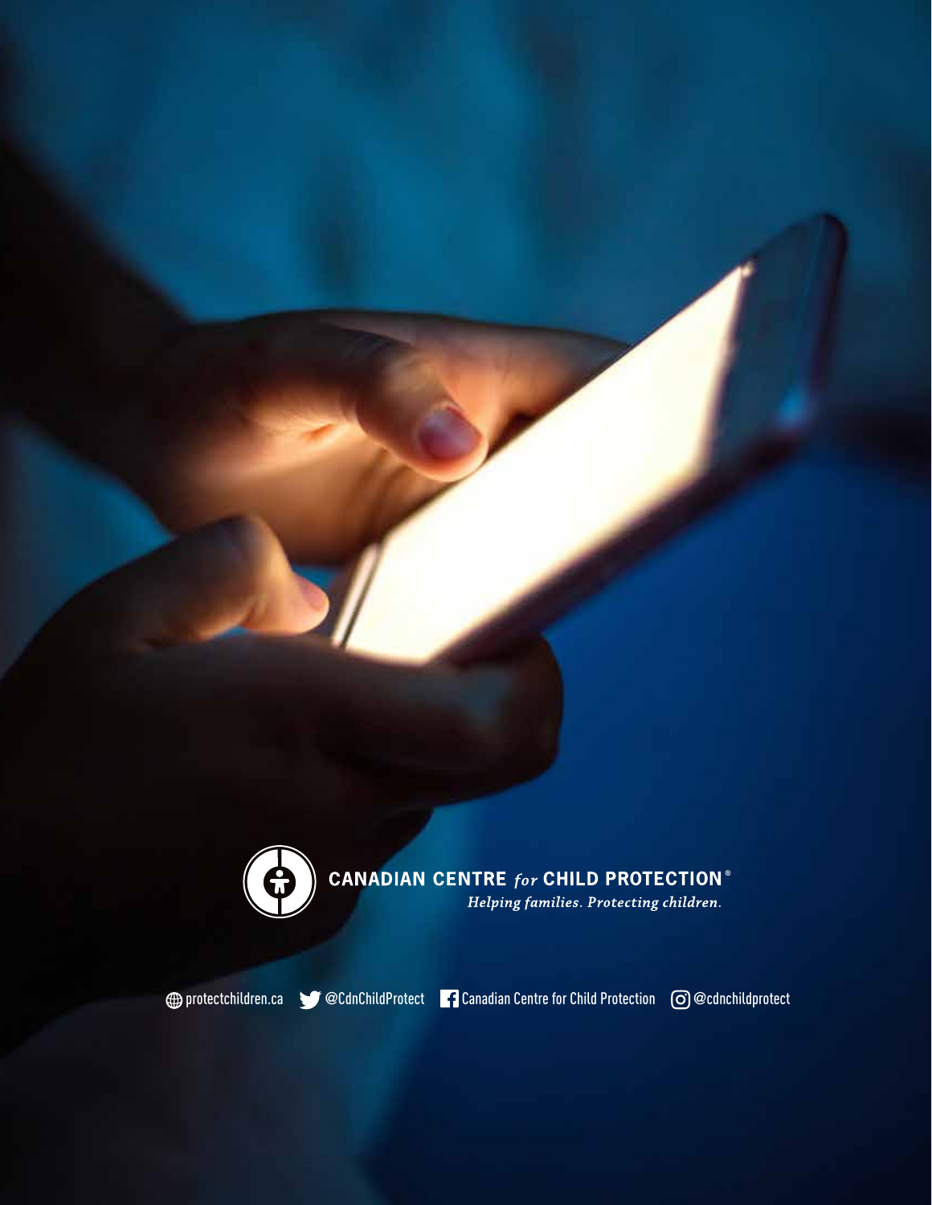**CANADIAN CENTRE** *for* **CHILD PROTECTION**®

*Helping families. Protecting children.*

protectchildren.ca @CdnChildProtect Canadian Centre for Child Protection @cdnchildprotect